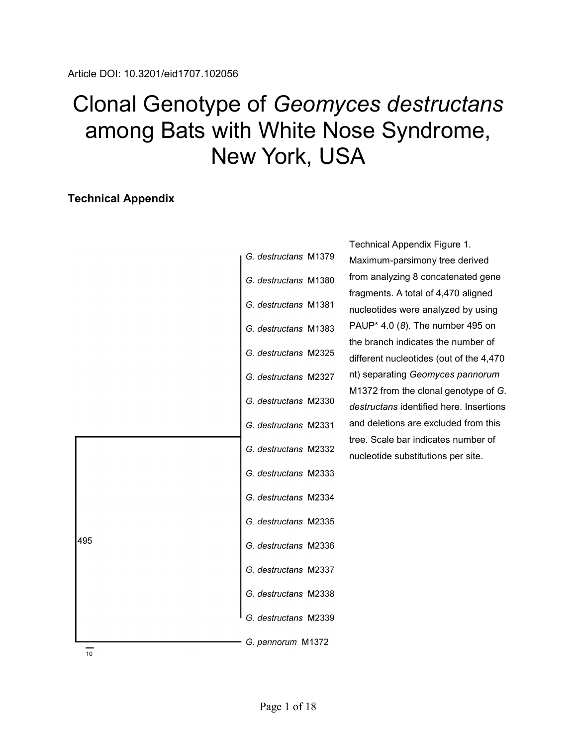Article DOI: 10.3201/eid1707.102056

# Clonal Genotype of *Geomyces destructans* among Bats with White Nose Syndrome, New York, USA

## Technical Appendix

*G. destructans* M1379

*G. destructans* M1380

*G. destructans* M1381

*G. destructans* M1383

*G. destructans* M2325

*G. destructans* M2327

*G. destructans* M2330

*G. destructans* M2331

*G. destructans* M2332

*G. destructans* M2333

*G. destructans* M2334

*G. destructans* M2335

*G. destructans* M2336

*G. destructans* M2337

*G. destructans* M2338

*G. destructans* M2339

*G. pannorum* M1372

495

10

Technical Appendix Figure 1. Maximum-parsimony tree derived from analyzing 8 concatenated gene fragments. A total of 4,470 aligned nucleotides were analyzed by using PAUP* 4.0 (*8*). The number 495 on the branch indicates the number of different nucleotides (out of the 4,470 nt) separating *Geomyces pannorum* M1372 from the clonal genotype of *G. destructans* identified here. Insertions and deletions are excluded from this tree. Scale bar indicates number of nucleotide substitutions per site.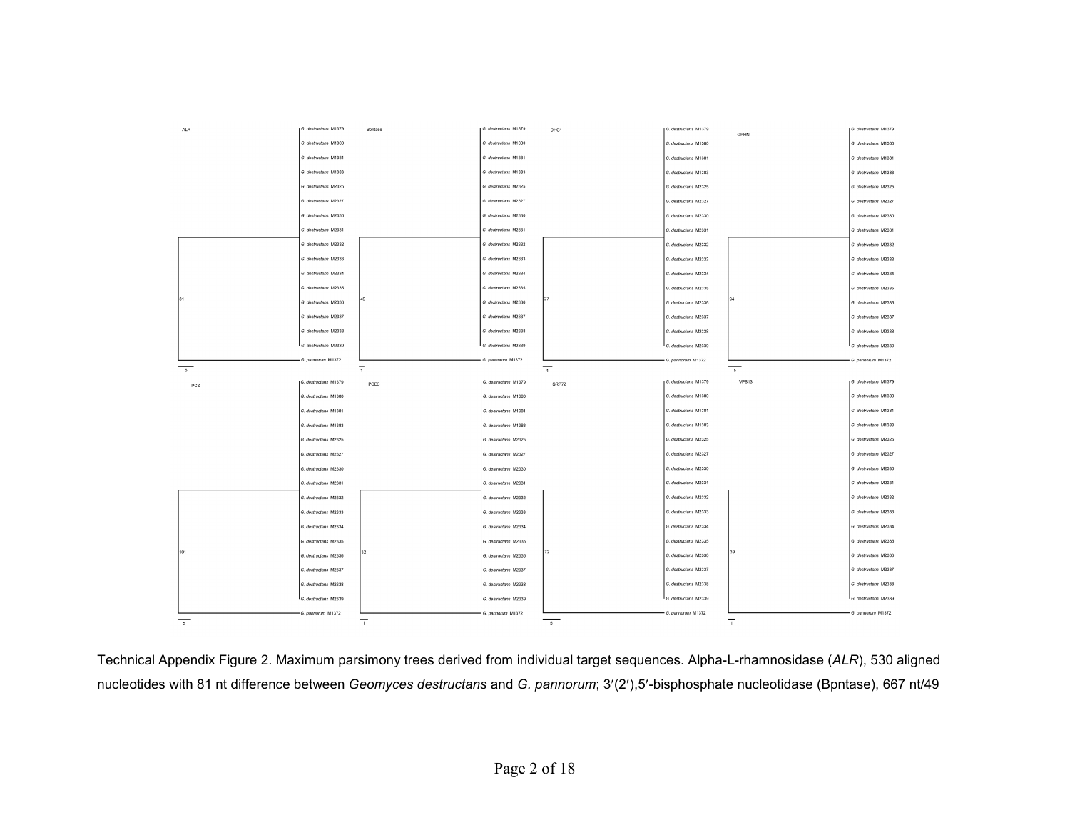Technical Appendix Figure 2. Maximum parsimony trees derived from individual target sequences. Alpha-L-rhamnosidase (*ALR*), 530 aligned nucleotides with 81 nt difference between *Geomyces destructans* and *G. pannorum*; 3′(2′),5′-bisphosphate nucleotidase (Bpntase), 667 nt/49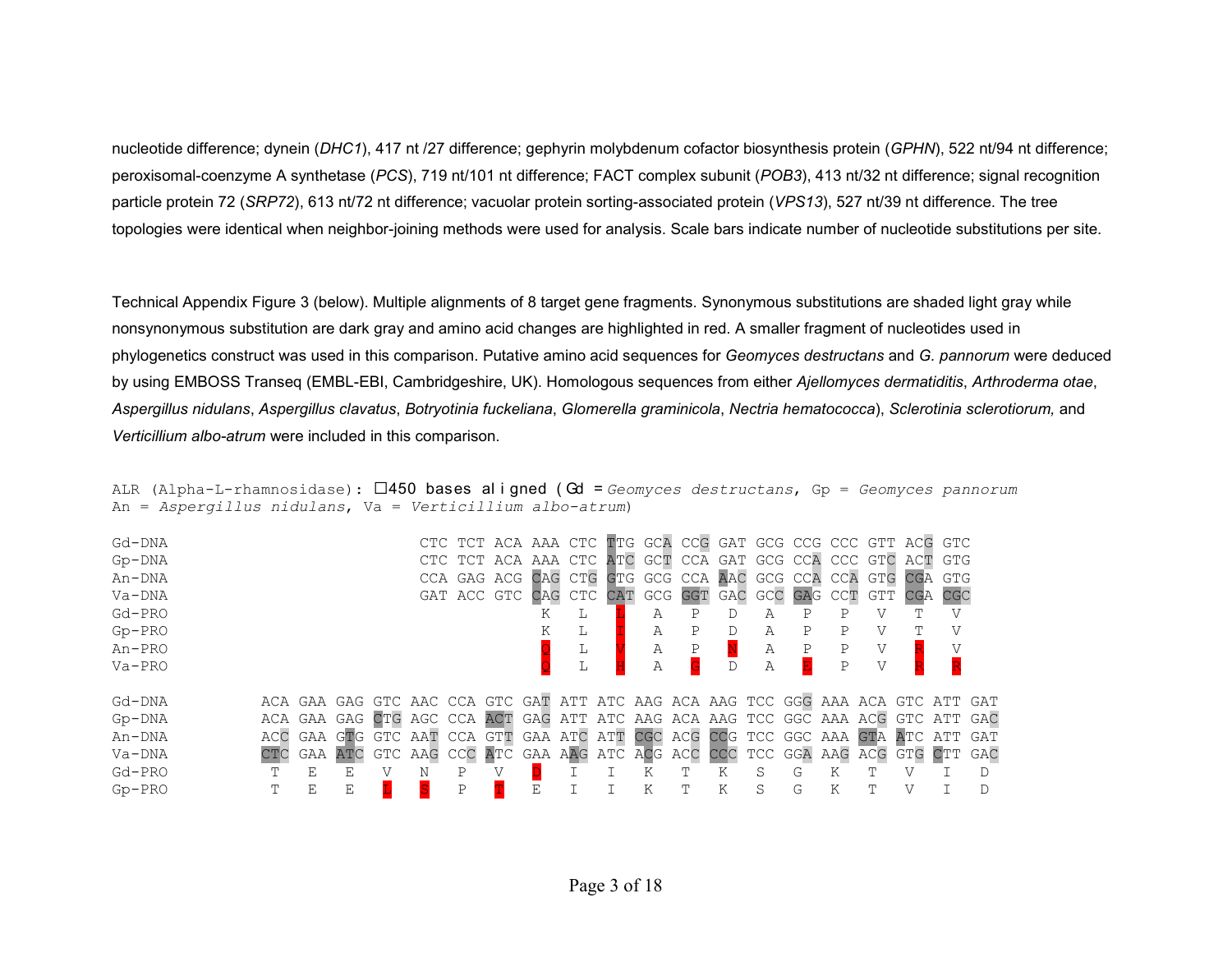nucleotide difference; dynein (*DHC1*), 417 nt /27 difference; gephyrin molybdenum cofactor biosynthesis protein (*GPHN*), 522 nt/94 nt difference; peroxisomal-coenzyme A synthetase (*PCS*), 719 nt/101 nt difference; FACT complex subunit (*POB3*), 413 nt/32 nt difference; signal recognition particle protein 72 (*SRP72*), 613 nt/72 nt difference; vacuolar protein sorting-associated protein (*VPS13*), 527 nt/39 nt difference. The tree topologies were identical when neighbor-joining methods were used for analysis. Scale bars indicate number of nucleotide substitutions per site.

Technical Appendix Figure 3 (below). Multiple alignments of 8 target gene fragments. Synonymous substitutions are shaded light gray while nonsynonymous substitution are dark gray and amino acid changes are highlighted in red. A smaller fragment of nucleotides used in phylogenetics construct was used in this comparison. Putative amino acid sequences for *Geomyces destructans* and *G. pannorum* were deduced by using EMBOSS Transeq (EMBL-EBI, Cambridgeshire, UK). Homologous sequences from either *Ajellomyces dermatiditis*, *Arthroderma otae*, *Aspergillus nidulans*, *Aspergillus clavatus*, *Botryotinia fuckeliana*, *Glomerella graminicola*, *Nectria hematococca*), *Sclerotinia sclerotiorum,* and *Verticillium albo-atrum* were included in this comparison.

ALR (Alpha-L-rhamnosidase): □450 bases aligned (Gd = *Geomyces destructans*, Gp = *Geomyces pannorum* An = *Aspergillus nidulans*, Va = *Verticillium albo-atrum*)

```
Gd-DNA    CTC TCT ACA AAA CTC TTG GCA CCG GAT GCG CCG CCC GTT ACG GTC
Gp-DNA    CTC TCT ACA AAA CTC ATC GCT CCA GAT GCG CCA CCC GTC ACT GTG
An-DNA    CCA GAG ACG CAG CTG GTG GCG CCA AAC GCG CCA CCA GTG CGA GTG
Va-DNA    GAT ACC GTC CAG CTC CAT GCG GGT GAC GCC GAG CCT GTT CGA CGC
Gd-PRO                K   L   L   A   P   D   A   P   P   V   T   V
Gp-PRO                K   L   I   A   P   D   A   P   P   V   T   V
An-PRO                Q   L   V   A   P   N   A   P   P   V   R   V
Va-PRO                Q   L   H   A   G   D   A   E   P   V   R   R

Gd-DNA    ACA GAA GAG GTC AAC CCA GTC GAT ATT ATC AAG ACA AAG TCC GGG AAA ACA GTC ATT GAT
Gp-DNA    ACA GAA GAG CTG AGC CCA ACT GAG ATT ATC AAG ACA AAG TCC GGC AAA ACG GTC ATT GAC
An-DNA    ACC GAA GTG GTC AAT CCA GTT GAA ATC ATT CGC ACG CCG TCC GGC AAA GTA ATC ATT GAT
Va-DNA    CTC GAA ATC GTC AAG CCC ATC GAA AAG ATC ACG ACC CCC TCC GGA AAG ACG GTG CTT GAC
Gd-PRO     T   E   E   V   N   P   V   D   I   I   K   T   K   S   G   K   T   V   I   D
Gp-PRO     T   E   E   L   S   P   T   E   I   I   K   T   K   S   G   K   T   V   I   D
```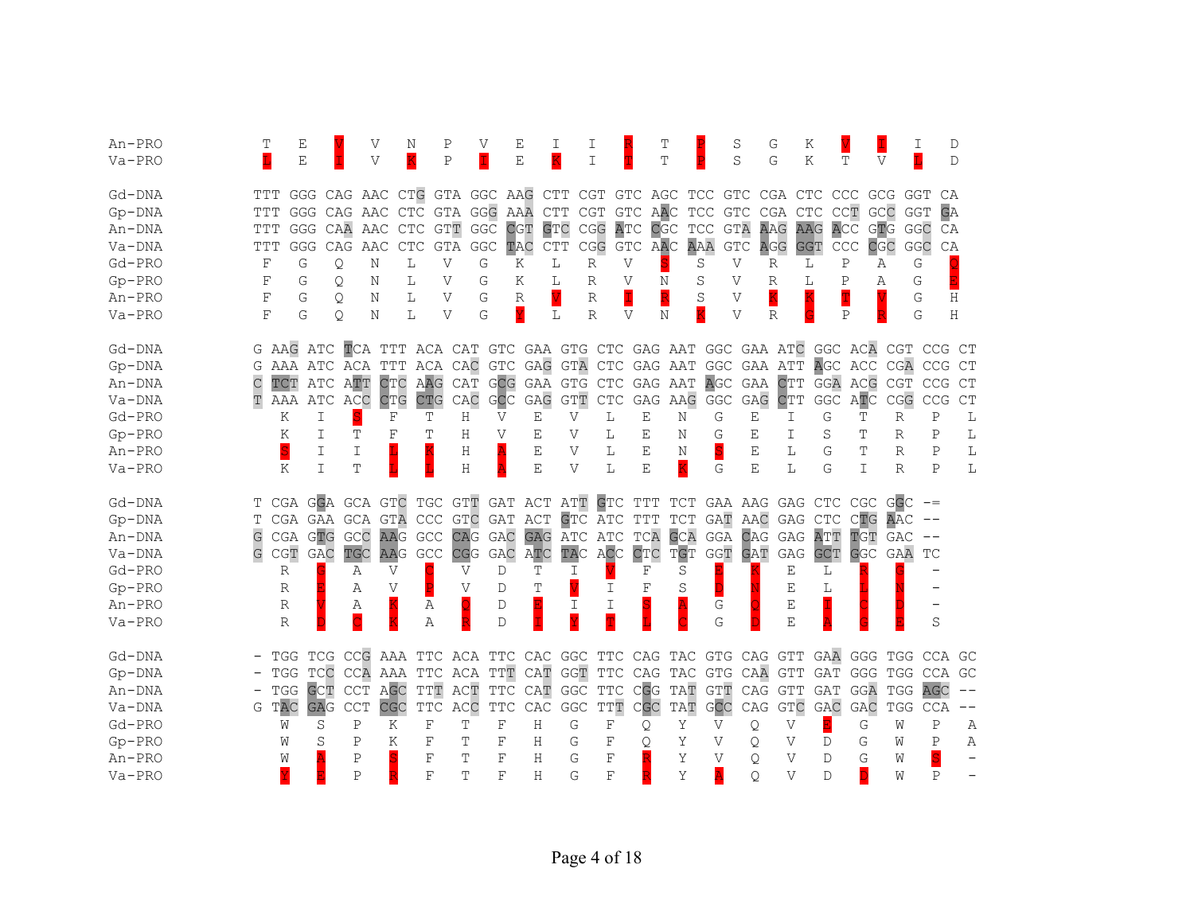```
An-PRO        T   E   V   V   N   P   V   E   I   I   R   T   P   S   G   K   V   F   I   D
Va-PRO        L   E   I   V   K   P   I   E   K   I   T   T   P   S   G   K   T   V   L   D

Gd-DNA      TTT GGG CAG AAC CTG GTA GGC AAG CTT CGT GTC AGC TCC GTC CGA CTC CCC GCG GGT CA
Gp-DNA      TTT GGG CAG AAC CTC GTA GGG AAA CTT CGT GTC AAC TCC GTC CGA CTC CCT GCC GGT GA
An-DNA      TTT GGG CAA AAC CTC GTT GGC CGT GTC CGG ATC CGC TCC GTA AAG AAG ACC GTG GGC CA
Va-DNA      TTT GGG CAG AAC CTC GTA GGC TAC CTT CGG GTC AAC AAA GTC AGG GGT CCC CGC GGC CA
Gd-PRO        F   G   Q   N   L   V   G   K   L   R   V   S   S   V   R   L   P   A   G   Q
Gp-PRO        F   G   Q   N   L   V   G   K   L   R   V   N   S   V   R   L   P   A   G   E
An-PRO        F   G   Q   N   L   V   G   R   V   R   I   R   S   V   K   K   T   V   G   H
Va-PRO        F   G   Q   N   L   V   G   Y   L   R   V   N   K   V   R   G   P   R   G   H

Gd-DNA      G AAG ATC TCA TTT ACA CAT GTC GAA GTG CTC GAG AAT GGC GAA ATC GGC ACA CGT CCG CT
Gp-DNA      G AAA ATC ACA TTT ACA CAC GTC GAG GTA CTC GAG AAT GGC GAA ATT AGC ACC CGA CCG CT
An-DNA      C TCT ATC ATT CTC AAG CAT GCG GAA GTG CTC GAG AAT AGC GAA CTT GGA ACG CGT CCG CT
Va-DNA      T AAA ATC ACC CTG CTG CAC GCC GAG GTT CTC GAG AAG GGC GAG CTT GGC ATC CGG CCG CT
Gd-PRO         K   I   S   F   T   H   V   E   V   L   E   N   G   E   I   G   T   R   P   L
Gp-PRO         K   I   T   F   T   H   V   E   V   L   E   N   G   E   I   S   T   R   P   L
An-PRO         S   I   I   L   K   H   A   E   V   L   E   N   S   E   L   G   T   R   P   L
Va-PRO         K   I   T   L   L   H   A   E   V   L   E   K   G   E   L   G   I   R   P   L

Gd-DNA      T CGA GGA GCA GTC TGC GTT GAT ACT ATT GTC TTT TCT GAA AAG GAG CTC CGC GGC -=
Gp-DNA      T CGA GAA GCA GTA CCC GTC GAT ACT GTC ATC TTT TCT GAT AAC GAG CTC CTG AAC --
An-DNA      G CGA GTG GCC AAG GCC CAG GAC GAG ATC ATC TCA GCA GGA CAG GAG ATT TGT GAC --
Va-DNA      G CGT GAC TGC AAG GCC CGG GAC ATC TAC ACC CTC TGT GGT GAT GAG GCT GGC GAA TC
Gd-PRO         R   G   A   V   C   V   D   T   I   V   F   S   E   K   E   L   R   G   -
Gp-PRO         R   E   A   V   P   V   D   T   V   I   F   S   D   N   E   L   L   N   -
An-PRO         R   V   A   K   A   Q   D   E   I   I   S   A   G   Q   E   I   C   D   -
Va-PRO         R   D   C   K   A   R   D   I   Y   T   L   C   G   D   E   A   G   E   S

Gd-DNA      - TGG TCG CCG AAA TTC ACA TTC CAC GGC TTC CAG TAC GTG CAG GTT GAA GGG TGG CCA GC
Gp-DNA      - TGG TCC CCA AAA TTC ACA TTT CAT GGT TTC CAG TAC GTG CAA GTT GAT GGG TGG CCA GC
An-DNA      - TGG GCT CCT AGC TTT ACT TTC CAT GGC TTC CGG TAT GTT CAG GTT GAT GGA TGG AGC --
Va-DNA      G TAC GAG CCT CGC TTC ACC TTC CAC GGC TTT CGC TAT GCC CAG GTC GAC GAC TGG CCA --
Gd-PRO         W   S   P   K   F   T   F   H   G   F   Q   Y   V   Q   V   E   G   W   P   A
Gp-PRO         W   S   P   K   F   T   F   H   G   F   Q   Y   V   Q   V   D   G   W   P   A
An-PRO         W   A   P   S   F   T   F   H   G   F   R   Y   V   Q   V   D   G   W   S   -
Va-PRO         Y   E   P   R   F   T   F   H   G   F   R   Y   A   Q   V   D   D   W   P   -
```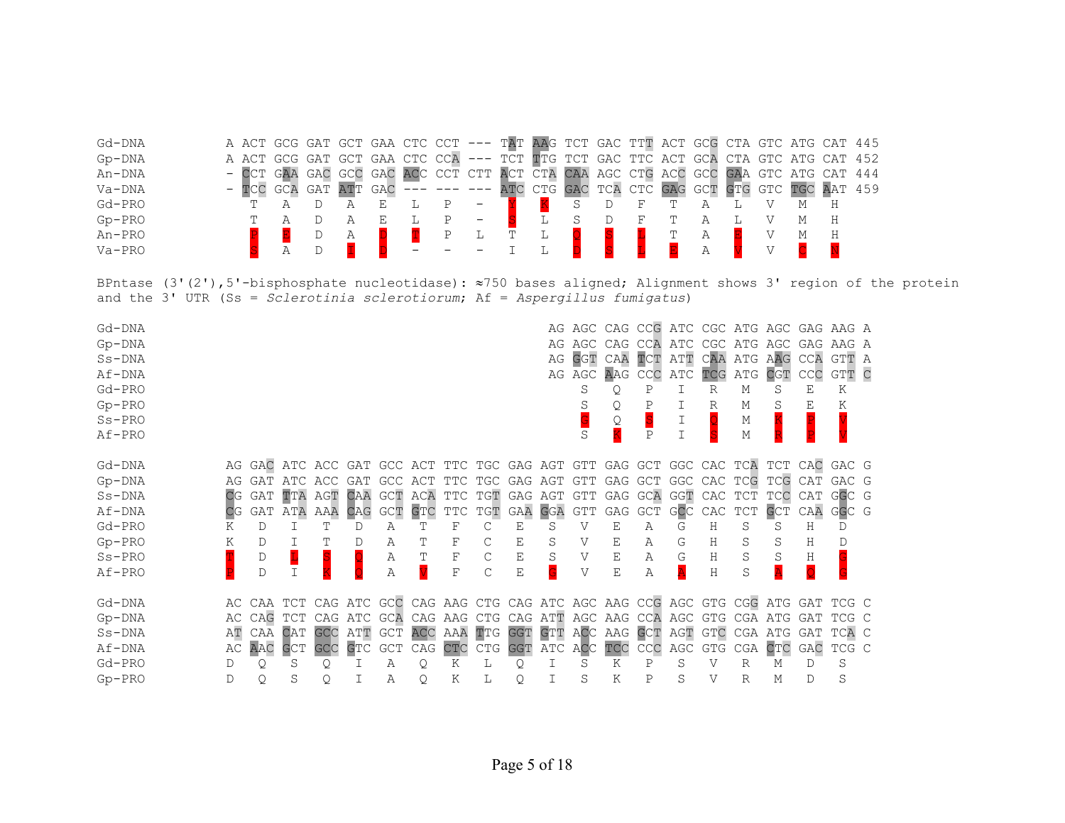```
Gd-DNA      A ACT GCG GAT GCT GAA CTC CCT --- TAT AAG TCT GAC TTT ACT GCG CTA GTC ATG CAT 445
Gp-DNA      A ACT GCG GAT GCT GAA CTC CCA --- TCT TTG TCT GAC TTC ACT GCA CTA GTC ATG CAT 452
An-DNA      - CCT GAA GAC GCC GAC ACC CCT CTT ACT CTA CAA AGC CTG ACC GCC GAA GTC ATG CAT 444
Va-DNA      - TCC GCA GAT ATT GAC --- --- --- ATC CTG GAC TCA CTC GAG GCT GTG GTC TGC AAT 459
Gd-PRO        T   A   D   A   E   L   P   -   Y   K   S   D   F   T   A   L   V   M   H
Gp-PRO        T   A   D   A   E   L   P   -   S   L   S   D   F   T   A   L   V   M   H
An-PRO        P   E   D   A   D   T   P   L   T   L   Q   S   L   T   A   E   V   M   H
Va-PRO        S   A   D   I   D   -   -   -   I   L   D   S   L   E   A   V   V   C   N
```

BPntase (3'(2'),5'-bisphosphate nucleotidase): ≈750 bases aligned; Alignment shows 3' region of the protein and the 3' UTR (Ss = *Sclerotinia sclerotiorum*; Af = *Aspergillus fumigatus*)

```
Gd-DNA                                         AG AGC CAG CCG ATC CGC ATG AGC GAG AAG A
Gp-DNA                                         AG AGC CAG CCA ATC CGC ATG AGC GAG AAG A
Ss-DNA                                         AG GGT CAA TCT ATT CAA ATG AAG CCA GTT A
Af-DNA                                         AG AGC AAG CCC ATC TCG ATG CGT CCC GTT C
Gd-PRO                                            S   Q   P   I   R   M   S   E   K
Gp-PRO                                            S   Q   P   I   R   M   S   E   K
Ss-PRO                                            G   Q   S   I   Q   M   K   P   V
Af-PRO                                            S   K   P   I   S   M   R   P   V

Gd-DNA      AG GAC ATC ACC GAT GCC ACT TTC TGC GAG AGT GTT GAG GCT GGC CAC TCA TCT CAC GAC G
Gp-DNA      AG GAT ATC ACC GAT GCC ACT TTC TGC GAG AGT GTT GAG GCT GGC CAC TCG TCG CAT GAC G
Ss-DNA      CG GAT TTA AGT CAA GCT ACA TTC TGT GAG AGT GTT GAG GCA GGT CAC TCT TCC CAT GGC G
Af-DNA      CG GAT ATA AAA CAG GCT GTC TTC TGT GAA GGA GTT GAG GCT GCC CAC TCT GCT CAA GGC G
Gd-PRO      K   D   I   T   D   A   T   F   C   E   S   V   E   A   G   H   S   S   H   D
Gp-PRO      K   D   I   T   D   A   T   F   C   E   S   V   E   A   G   H   S   S   H   D
Ss-PRO      T   D   L   S   Q   A   T   F   C   E   S   V   E   A   G   H   S   S   H   G
Af-PRO      P   D   I   K   Q   A   V   F   C   E   G   V   E   A   A   H   S   A   Q   G

Gd-DNA      AC CAA TCT CAG ATC GCC CAG AAG CTG CAG ATC AGC AAG CCG AGC GTG CGG ATG GAT TCG C
Gp-DNA      AC CAG TCT CAG ATC GCA CAG AAG CTG CAG ATT AGC AAG CCA AGC GTG CGA ATG GAT TCG C
Ss-DNA      AT CAA CAT GCC ATT GCT ACC AAA TTG GGT GTT ACC AAG GCT AGT GTC CGA ATG GAT TCA C
Af-DNA      AC AAC GCT GCC GTC GCT CAG CTC CTG GGT ATC ACC TCC CCC AGC GTG CGA CTC GAC TCG C
Gd-PRO      D   Q   S   Q   I   A   Q   K   L   Q   I   S   K   P   S   V   R   M   D   S
Gp-PRO      D   Q   S   Q   I   A   Q   K   L   Q   I   S   K   P   S   V   R   M   D   S
```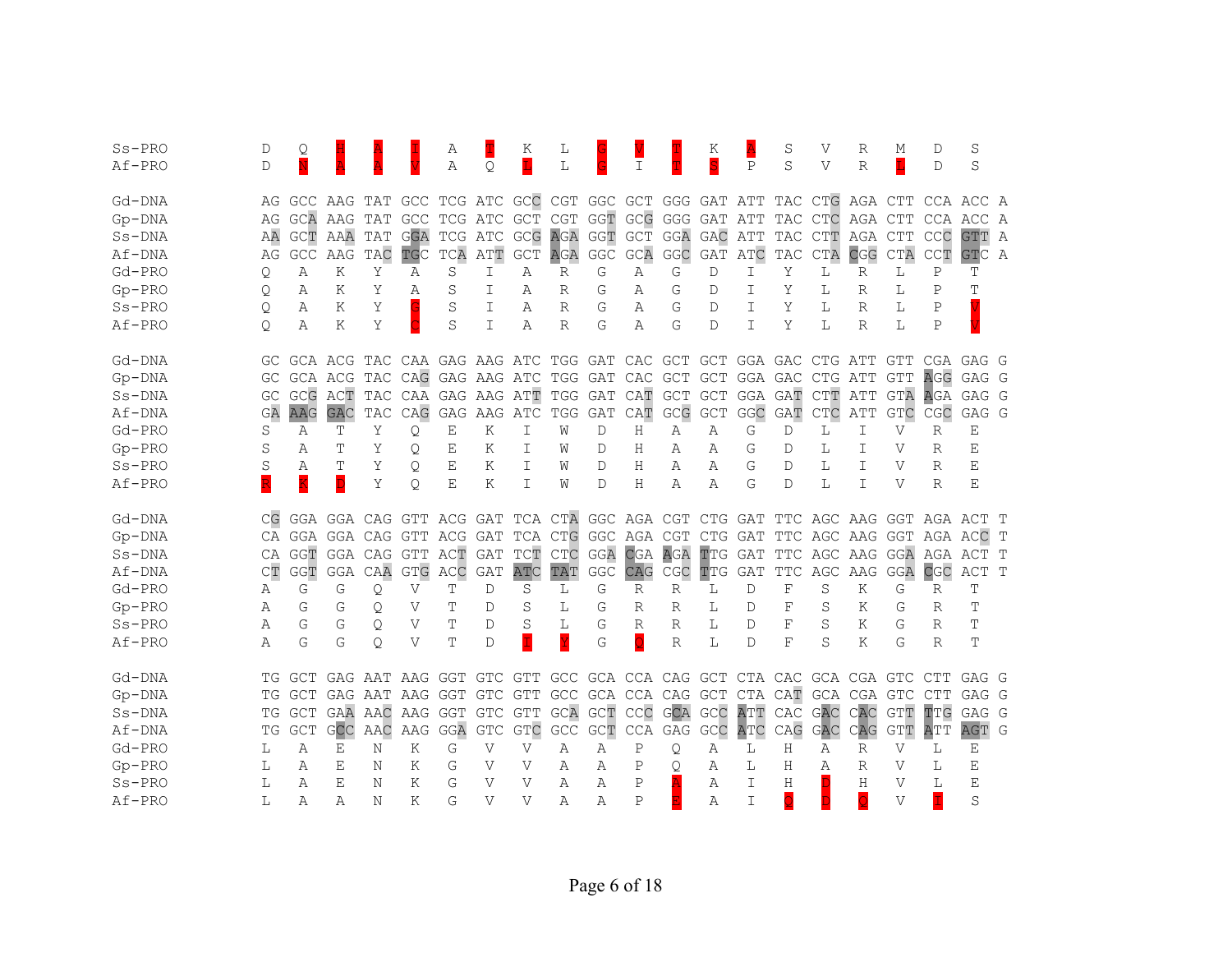```
Ss-PRO      D   Q   H   A   I   A   T   K   L   G   V   I   K   A   S   V   R   M   D   S
Af-PRO      D   N   A   A   V   A   Q   L   L   G   I   T   S   P   S   V   R   L   D   S

Gd-DNA      AG GCC AAG TAT GCC TCG ATC GCC CGT GGC GCT GGG GAT ATT TAC CTG AGA CTT CCA ACC A
Gp-DNA      AG GCA AAG TAT GCC TCG ATC GCT CGT GGT GCG GGG GAT ATT TAC CTC AGA CTT CCA ACC A
Ss-DNA      AA GCT AAA TAT GGA TCG ATC GCG AGA GGT GCT GGA GAC ATT TAC CTT AGA CTT CCC GTT A
Af-DNA      AG GCC AAG TAC TGC TCA ATT GCT AGA GGC GCA GGC GAT ATC TAC CTA CGG CTA CCT GTC A
Gd-PRO      Q   A   K   Y   A   S   I   A   R   G   A   G   D   I   Y   L   R   L   P   T
Gp-PRO      Q   A   K   Y   A   S   I   A   R   G   A   G   D   I   Y   L   R   L   P   T
Ss-PRO      Q   A   K   Y   G   S   I   A   R   G   A   G   D   I   Y   L   R   L   P   V
Af-PRO      Q   A   K   Y   C   S   I   A   R   G   A   G   D   I   Y   L   R   L   P   V

Gd-DNA      GC GCA ACG TAC CAA GAG AAG ATC TGG GAT CAC GCT GCT GGA GAC CTG ATT GTT CGA GAG G
Gp-DNA      GC GCA ACG TAC CAG GAG AAG ATC TGG GAT CAC GCT GCT GGA GAC CTG ATT GTT AGG GAG G
Ss-DNA      GC GCG ACT TAC CAA GAG AAG ATT TGG GAT CAT GCT GCT GGA GAT CTT ATT GTA AGA GAG G
Af-DNA      GA AAG GAC TAC CAG GAG AAG ATC TGG GAT CAT GCG GCT GGC GAT CTC ATT GTC CGC GAG G
Gd-PRO      S   A   T   Y   Q   E   K   I   W   D   H   A   A   G   D   L   I   V   R   E
Gp-PRO      S   A   T   Y   Q   E   K   I   W   D   H   A   A   G   D   L   I   V   R   E
Ss-PRO      S   A   T   Y   Q   E   K   I   W   D   H   A   A   G   D   L   I   V   R   E
Af-PRO      R   K   D   Y   Q   E   K   I   W   D   H   A   A   G   D   L   I   V   R   E

Gd-DNA      CG GGA GGA CAG GTT ACG GAT TCA CTA GGC AGA CGT CTG GAT TTC AGC AAG GGT AGA ACT T
Gp-DNA      CA GGA GGA CAG GTT ACG GAT TCA CTG GGC AGA CGT CTG GAT TTC AGC AAG GGT AGA ACC T
Ss-DNA      CA GGT GGA CAG GTT ACT GAT TCT CTC GGA CGA AGA TTG GAT TTC AGC AAG GGA AGA ACT T
Af-DNA      CT GGT GGA CAA GTG ACC GAT ATC TAT GGC CAG CGC TTG GAT TTC AGC AAG GGA CGC ACT T
Gd-PRO      A   G   G   Q   V   T   D   S   L   G   R   R   L   D   F   S   K   G   R   T
Gp-PRO      A   G   G   Q   V   T   D   S   L   G   R   R   L   D   F   S   K   G   R   T
Ss-PRO      A   G   G   Q   V   T   D   S   L   G   R   R   L   D   F   S   K   G   R   T
Af-PRO      A   G   G   Q   V   T   D   I   Y   G   Q   R   L   D   F   S   K   G   R   T

Gd-DNA      TG GCT GAG AAT AAG GGT GTC GTT GCC GCA CCA CAG GCT CTA CAC GCA CGA GTC CTT GAG G
Gp-DNA      TG GCT GAG AAT AAG GGT GTC GTT GCC GCA CCA CAG GCT CTA CAT GCA CGA GTC CTT GAG G
Ss-DNA      TG GCT GAA AAC AAG GGT GTC GTT GCA GCT CCC GCA GCC ATT CAC GAC CAC GTT TTG GAG G
Af-DNA      TG GCT GCC AAC AAG GGA GTC GTC GCC GCT CCA GAG GCC ATC CAG GAC CAG GTT ATT AGT G
Gd-PRO      L   A   E   N   K   G   V   V   A   A   P   Q   A   L   H   A   R   V   L   E
Gp-PRO      L   A   E   N   K   G   V   V   A   A   P   Q   A   L   H   A   R   V   L   E
Ss-PRO      L   A   E   N   K   G   V   V   A   A   P   A   A   I   H   D   H   V   L   E
Af-PRO      L   A   A   N   K   G   V   V   A   A   P   E   A   I   Q   D   Q   V   I   S
```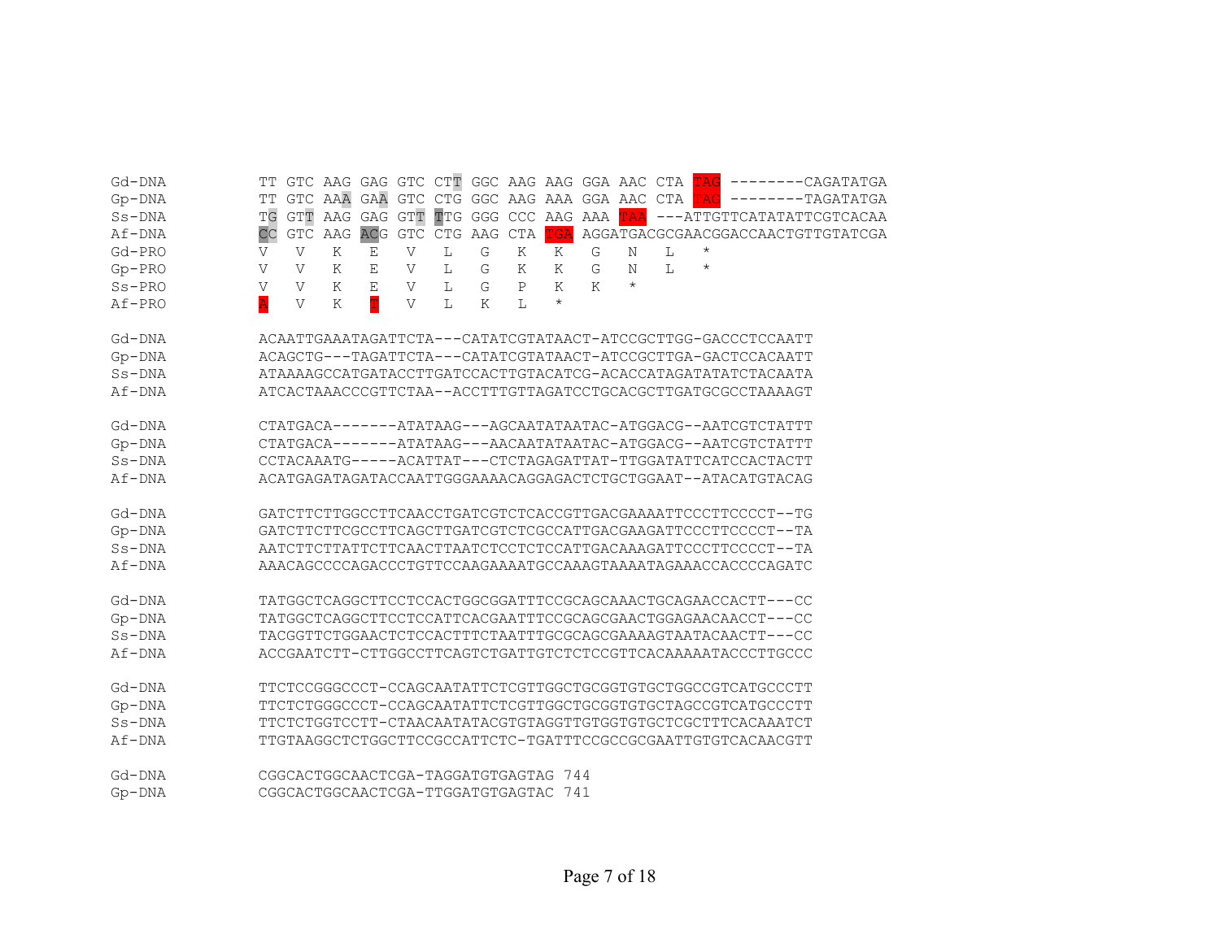```
Gd-DNA      TT GTC AAG GAG GTC CTT GGC AAG AAG GGA AAC CTA TAG --------CAGATATGA
Gp-DNA      TT GTC AAA GAA GTC CTG GGC AAG AAA GGA AAC CTA TAG --------TAGATATGA
Ss-DNA      TG GTT AAG GAG GTT TTG GGG CCC AAG AAA TAA ---ATTGTTCATATATTCGTCACAA
Af-DNA      CC GTC AAG ACG GTC CTG AAG CTA TGA AGGATGACGCGAACGGACCAACTGTTGTATCGA
Gd-PRO      V   V   K   E   V   L   G   K   K   G   N   L   *
Gp-PRO      V   V   K   E   V   L   G   K   K   G   N   L   *
Ss-PRO      V   V   K   E   V   L   G   P   K   K   *
Af-PRO      A   V   K   T   V   L   K   L   *

Gd-DNA      ACAATTGAAATAGATTCTA---CATATCGTATAACT-ATCCGCTTGG-GACCCTCCAATT
Gp-DNA      ACAGCTG---TAGATTCTA---CATATCGTATAACT-ATCCGCTTGA-GACTCCACAATT
Ss-DNA      ATAAAAGCCATGATACCTTGATCCACTTGTACATCG-ACACCATAGATATATCTACAATA
Af-DNA      ATCACTAAACCCGTTCTAA--ACCTTTGTTAGATCCTGCACGCTTGATGCGCCTAAAAGT

Gd-DNA      CTATGACA-------ATATAAG---AGCAATATAATAC-ATGGACG--AATCGTCTATTT
Gp-DNA      CTATGACA-------ATATAAG---AACAATATAATAC-ATGGACG--AATCGTCTATTT
Ss-DNA      CCTACAAATG-----ACATTAT---CTCTAGAGATTAT-TTGGATATTCATCCACTACTT
Af-DNA      ACATGAGATAGATACCAATTGGGAAAACAGGAGACTCTGCTGGAAT--ATACATGTACAG

Gd-DNA      GATCTTCTTGGCCTTCAACCTGATCGTCTCACCGTTGACGAAAATTCCCTTCCCCT--TG
Gp-DNA      GATCTTCTTCGCCTTCAGCTTGATCGTCTCGCCATTGACGAAGATTCCCTTCCCCT--TA
Ss-DNA      AATCTTCTTATTCTTCAACTTAATCTCCTCTCCATTGACAAAGATTCCCTTCCCCT--TA
Af-DNA      AAACAGCCCCAGACCCTGTTCCAAGAAAATGCCAAAGTAAAATAGAAACCACCCCAGATC

Gd-DNA      TATGGCTCAGGCTTCCTCCACTGGCGGATTTCCGCAGCAAACTGCAGAACCACTT---CC
Gp-DNA      TATGGCTCAGGCTTCCTCCATTCACGAATTTCCGCAGCGAACTGGAGAACAACCT---CC
Ss-DNA      TACGGTTCTGGAACTCTCCACTTTCTAATTTGCGCAGCGAAAAGTAATACAACTT---CC
Af-DNA      ACCGAATCTT-CTTGGCCTTCAGTCTGATTGTCTCTCCGTTCACAAAAATACCCTTGCCC

Gd-DNA      TTCTCCGGGCCCT-CCAGCAATATTCTCGTTGGCTGCGGTGTGCTGGCCGTCATGCCCTT
Gp-DNA      TTCTCTGGGCCCT-CCAGCAATATTCTCGTTGGCTGCGGTGTGCTAGCCGTCATGCCCTT
Ss-DNA      TTCTCTGGTCCTT-CTAACAATATACGTGTAGGTTGTGGTGTGCTCGCTTTCACAAATCT
Af-DNA      TTGTAAGGCTCTGGCTTCCGCCATTCTC-TGATTTCCGCCGCGAATTGTGTCACAACGTT

Gd-DNA      CGGCACTGGCAACTCGA-TAGGATGTGAGTAG 744
Gp-DNA      CGGCACTGGCAACTCGA-TTGGATGTGAGTAC 741
```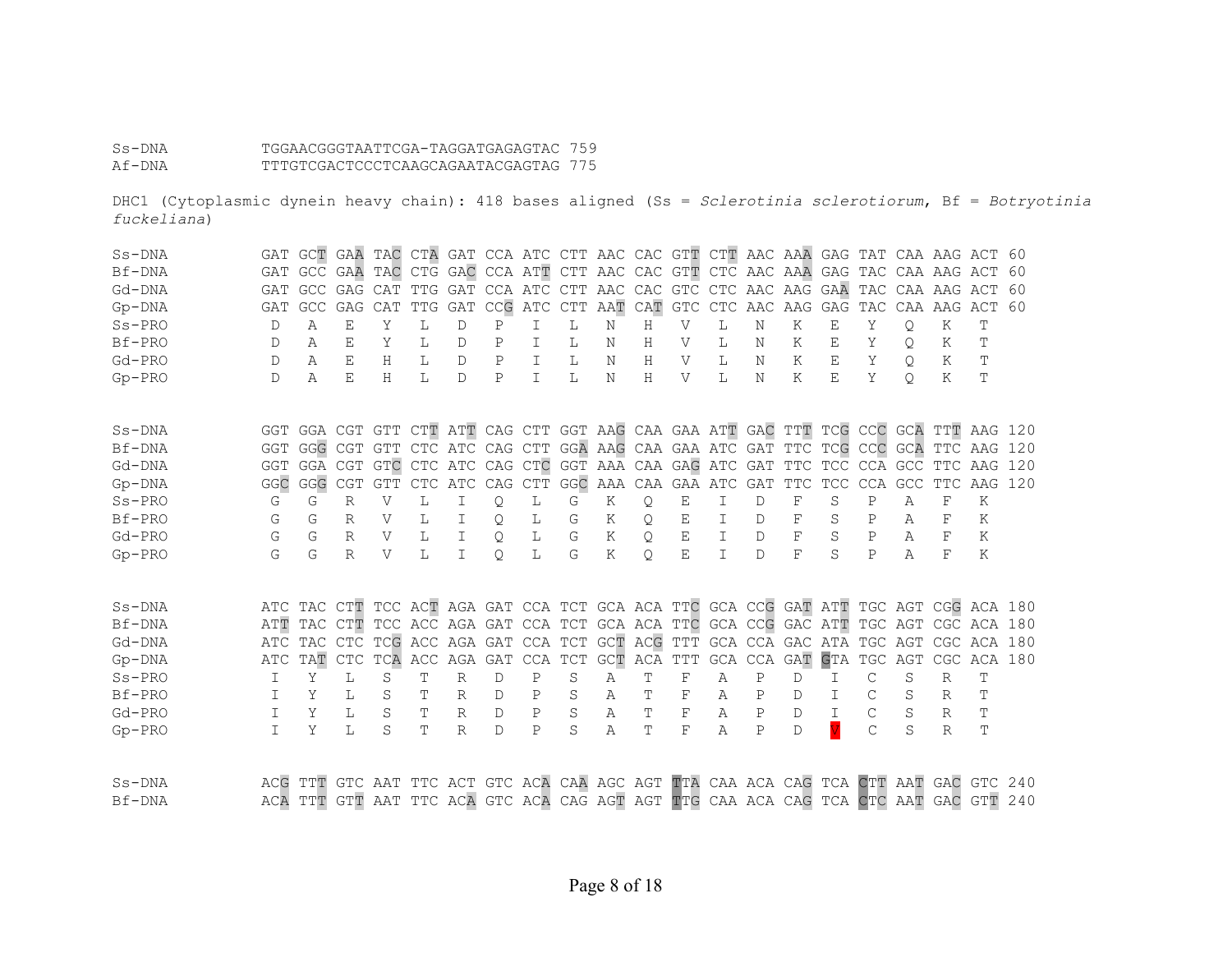```
Ss-DNA          TGGAACGGGTAATTCGA-TAGGATGAGAGTAC 759
Af-DNA          TTTGTCGACTCCCTCAAGCAGAATACGAGTAG 775
```

DHC1 (Cytoplasmic dynein heavy chain): 418 bases aligned (Ss = *Sclerotinia sclerotiorum*, Bf = *Botryotinia fuckeliana*)

```
Ss-DNA          GAT GCT GAA TAC CTA GAT CCA ATC CTT AAC CAC GTT CTT AAC AAA GAG TAT CAA AAG ACT 60
Bf-DNA          GAT GCC GAA TAC CTG GAC CCA ATT CTT AAC CAC GTT CTC AAC AAA GAG TAC CAA AAG ACT 60
Gd-DNA          GAT GCC GAG CAT TTG GAT CCA ATC CTT AAC CAC GTC CTC AAC AAG GAA TAC CAA AAG ACT 60
Gp-DNA          GAT GCC GAG CAT TTG GAT CCG ATC CTT AAT CAT GTC CTC AAC AAG GAG TAC CAA AAG ACT 60
Ss-PRO           D   A   E   Y   L   D   P   I   L   N   H   V   L   N   K   E   Y   Q   K   T
Bf-PRO           D   A   E   Y   L   D   P   I   L   N   H   V   L   N   K   E   Y   Q   K   T
Gd-PRO           D   A   E   H   L   D   P   I   L   N   H   V   L   N   K   E   Y   Q   K   T
Gp-PRO           D   A   E   H   L   D   P   I   L   N   H   V   L   N   K   E   Y   Q   K   T

Ss-DNA          GGT GGA CGT GTT CTT ATT CAG CTT GGT AAG CAA GAA ATT GAC TTT TCG CCC GCA TTT AAG 120
Bf-DNA          GGT GGG CGT GTT CTC ATC CAG CTT GGA AAG CAA GAA ATC GAT TTC TCG CCC GCA TTC AAG 120
Gd-DNA          GGT GGA CGT GTC CTC ATC CAG CTC GGT AAA CAA GAG ATC GAT TTC TCC CCA GCC TTC AAG 120
Gp-DNA          GGC GGG CGT GTT CTC ATC CAG CTT GGC AAA CAA GAA ATC GAT TTC TCC CCA GCC TTC AAG 120
Ss-PRO           G   G   R   V   L   I   Q   L   G   K   Q   E   I   D   F   S   P   A   F   K
Bf-PRO           G   G   R   V   L   I   Q   L   G   K   Q   E   I   D   F   S   P   A   F   K
Gd-PRO           G   G   R   V   L   I   Q   L   G   K   Q   E   I   D   F   S   P   A   F   K
Gp-PRO           G   G   R   V   L   I   Q   L   G   K   Q   E   I   D   F   S   P   A   F   K

Ss-DNA          ATC TAC CTT TCC ACT AGA GAT CCA TCT GCA ACA TTC GCA CCG GAT ATT TGC AGT CGG ACA 180
Bf-DNA          ATT TAC CTT TCC ACC AGA GAT CCA TCT GCA ACA TTC GCA CCG GAC ATT TGC AGT CGC ACA 180
Gd-DNA          ATC TAC CTC TCG ACC AGA GAT CCA TCT GCT ACG TTT GCA CCA GAC ATA TGC AGT CGC ACA 180
Gp-DNA          ATC TAT CTC TCA ACC AGA GAT CCA TCT GCT ACA TTT GCA CCA GAT GTA TGC AGT CGC ACA 180
Ss-PRO           I   Y   L   S   T   R   D   P   S   A   T   F   A   P   D   I   C   S   R   T
Bf-PRO           I   Y   L   S   T   R   D   P   S   A   T   F   A   P   D   I   C   S   R   T
Gd-PRO           I   Y   L   S   T   R   D   P   S   A   T   F   A   P   D   I   C   S   R   T
Gp-PRO           I   Y   L   S   T   R   D   P   S   A   T   F   A   P   D   V   C   S   R   T

Ss-DNA          ACG TTT GTC AAT TTC ACT GTC ACA CAA AGC AGT TTA CAA ACA CAG TCA CTT AAT GAC GTC 240
Bf-DNA          ACA TTT GTT AAT TTC ACA GTC ACA CAG AGT AGT TTG CAA ACA CAG TCA CTC AAT GAC GTT 240
```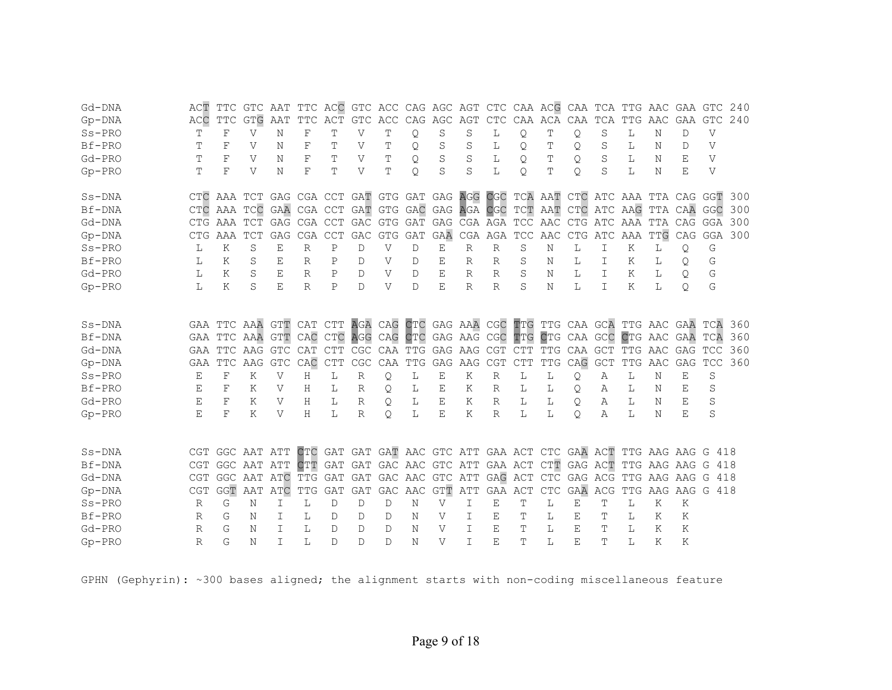```
Gd-DNA     ACT TTC GTC AAT TTC ACC GTC ACC CAG AGC AGT CTC CAA ACG CAA TCA TTG AAC GAA GTC 240
Gp-DNA     ACC TTC GTG AAT TTC ACT GTC ACC CAG AGC AGT CTC CAA ACA CAA TCA TTG AAC GAA GTC 240
Ss-PRO      T   F   V   N   F   T   V   T   Q   S   S   L   Q   T   Q   S   L   N   D   V
Bf-PRO      T   F   V   N   F   T   V   T   Q   S   S   L   Q   T   Q   S   L   N   D   V
Gd-PRO      T   F   V   N   F   T   V   T   Q   S   S   L   Q   T   Q   S   L   N   E   V
Gp-PRO      T   F   V   N   F   T   V   T   Q   S   S   L   Q   T   Q   S   L   N   E   V

Ss-DNA     CTC AAA TCT GAG CGA CCT GAT GTG GAT GAG AGG CGC TCA AAT CTC ATC AAA TTA CAG GGT 300
Bf-DNA     CTC AAA TCC GAA CGA CCT GAT GTG GAC GAG AGA CGC TCT AAT CTC ATC AAG TTA CAA GGC 300
Gd-DNA     CTG AAA TCT GAG CGA CCT GAC GTG GAT GAG CGA AGA TCC AAC CTG ATC AAA TTA CAG GGA 300
Gp-DNA     CTG AAA TCT GAG CGA CCT GAC GTG GAT GAA CGA AGA TCC AAC CTG ATC AAA TTG CAG GGA 300
Ss-PRO      L   K   S   E   R   P   D   V   D   E   R   R   S   N   L   I   K   L   Q   G
Bf-PRO      L   K   S   E   R   P   D   V   D   E   R   R   S   N   L   I   K   L   Q   G
Gd-PRO      L   K   S   E   R   P   D   V   D   E   R   R   S   N   L   I   K   L   Q   G
Gp-PRO      L   K   S   E   R   P   D   V   D   E   R   R   S   N   L   I   K   L   Q   G

Ss-DNA     GAA TTC AAA GTT CAT CTT AGA CAG CTC GAG AAA CGC TTG TTG CAA GCA TTG AAC GAA TCA 360
Bf-DNA     GAA TTC AAA GTT CAC CTC AGG CAG CTC GAG AAG CGC TTG CTG CAA GCC CTG AAC GAA TCA 360
Gd-DNA     GAA TTC AAG GTC CAT CTT CGC CAA TTG GAG AAG CGT CTT TTG CAA GCT TTG AAC GAG TCC 360
Gp-DNA     GAA TTC AAG GTC CAC CTT CGC CAA TTG GAG AAG CGT CTT TTG CAG GCT TTG AAC GAG TCC 360
Ss-PRO      E   F   K   V   H   L   R   Q   L   E   K   R   L   L   Q   A   L   N   E   S
Bf-PRO      E   F   K   V   H   L   R   Q   L   E   K   R   L   L   Q   A   L   N   E   S
Gd-PRO      E   F   K   V   H   L   R   Q   L   E   K   R   L   L   Q   A   L   N   E   S
Gp-PRO      E   F   K   V   H   L   R   Q   L   E   K   R   L   L   Q   A   L   N   E   S

Ss-DNA     CGT GGC AAT ATT CTC GAT GAT GAT AAC GTC ATT GAA ACT CTC GAA ACT TTG AAG AAG G 418
Bf-DNA     CGT GGC AAT ATT CTT GAT GAT GAC AAC GTC ATT GAA ACT CTT GAG ACT TTG AAG AAG G 418
Gd-DNA     CGT GGC AAT ATC TTG GAT GAT GAC AAC GTC ATT GAG ACT CTC GAG ACG TTG AAG AAG G 418
Gp-DNA     CGT GGT AAT ATC TTG GAT GAT GAC AAC GTT ATT GAA ACT CTC GAA ACG TTG AAG AAG G 418
Ss-PRO      R   G   N   I   L   D   D   D   N   V   I   E   T   L   E   T   L   K   K
Bf-PRO      R   G   N   I   L   D   D   D   N   V   I   E   T   L   E   T   L   K   K
Gd-PRO      R   G   N   I   L   D   D   D   N   V   I   E   T   L   E   T   L   K   K
Gp-PRO      R   G   N   I   L   D   D   D   N   V   I   E   T   L   E   T   L   K   K
```

GPHN (Gephyrin): ~300 bases aligned; the alignment starts with non-coding miscellaneous feature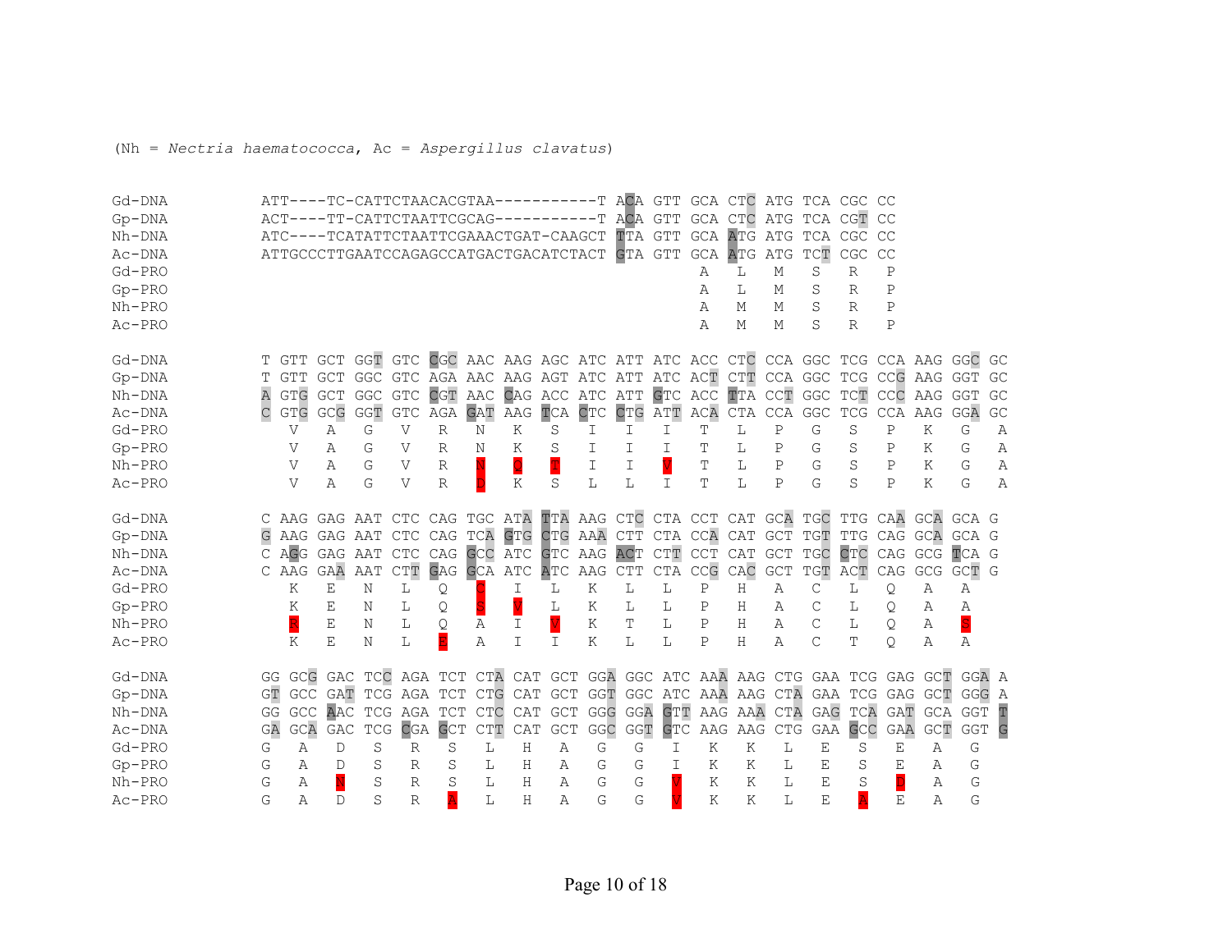(Nh = *Nectria haematococca*, Ac = *Aspergillus clavatus*)

```
Gd-DNA      ATT----TC-CATTCTAACACGTAA-----------T ACA GTT GCA CTC ATG TCA CGC CC
Gp-DNA      ACT----TT-CATTCTAATTCGCAG-----------T ACA GTT GCA CTC ATG TCA CGT CC
Nh-DNA      ATC----TCATATTCTAATTCGAAACTGAT-CAAGCT TTA GTT GCA ATG ATG TCA CGC CC
Ac-DNA      ATTGCCCTTGAATCCAGAGCCATGACTGACATCTACT GTA GTT GCA ATG ATG TCT CGC CC
Gd-PRO                                                        A   L   M   S   R   P
Gp-PRO                                                        A   L   M   S   R   P
Nh-PRO                                                        A   M   M   S   R   P
Ac-PRO                                                        A   M   M   S   R   P

Gd-DNA      T GTT GCT GGT GTC CGC AAC AAG AGC ATC ATT ATC ACC CTC CCA GGC TCG CCA AAG GGC GC
Gp-DNA      T GTT GCT GGC GTC AGA AAC AAG AGT ATC ATT ATC ACT CTT CCA GGC TCG CCG AAG GGT GC
Nh-DNA      A GTG GCT GGC GTC CGT AAC CAG ACC ATC ATT GTC ACC TTA CCT GGC TCT CCC AAG GGT GC
Ac-DNA      C GTG GCG GGT GTC AGA GAT AAG TCA CTC CTG ATT ACA CTA CCA GGC TCG CCA AAG GGA GC
Gd-PRO        V   A   G   V   R   N   K   S   I   I   I   T   L   P   G   S   P   K   G   A
Gp-PRO        V   A   G   V   R   N   K   S   I   I   I   T   L   P   G   S   P   K   G   A
Nh-PRO        V   A   G   V   R   N   Q   T   I   I   V   T   L   P   G   S   P   K   G   A
Ac-PRO        V   A   G   V   R   D   K   S   L   L   I   T   L   P   G   S   P   K   G   A

Gd-DNA      C AAG GAG AAT CTC CAG TGC ATA TTA AAG CTC CTA CCT CAT GCA TGC TTG CAA GCA GCA G
Gp-DNA      G AAG GAG AAT CTC CAG TCA GTG CTG AAA CTT CTA CCA CAT GCT TGT TTG CAG GCA GCA G
Nh-DNA      C AGG GAG AAT CTC CAG GCC ATC GTC AAG ACT CTT CCT CAT GCT TGC CTC CAG GCG TCA G
Ac-DNA      C AAG GAA AAT CTT GAG GCA ATC ATC AAG CTT CTA CCG CAC GCT TGT ACT CAG GCG GCT G
Gd-PRO        K   E   N   L   Q   C   I   L   K   L   L   P   H   A   C   L   Q   A   A
Gp-PRO        K   E   N   L   Q   S   V   L   K   L   L   P   H   A   C   L   Q   A   A
Nh-PRO        R   E   N   L   Q   A   I   V   K   T   L   P   H   A   C   L   Q   A   S
Ac-PRO        K   E   N   L   E   A   I   I   K   L   L   P   H   A   C   T   Q   A   A

Gd-DNA      GG GCG GAC TCC AGA TCT CTA CAT GCT GGA GGC ATC AAA AAG CTG GAA TCG GAG GCT GGA A
Gp-DNA      GT GCC GAT TCG AGA TCT CTG CAT GCT GGT GGC ATC AAA AAG CTA GAA TCG GAG GCT GGG A
Nh-DNA      GG GCC AAC TCG AGA TCT CTC CAT GCT GGG GGA GTT AAG AAA CTA GAG TCA GAT GCA GGT T
Ac-DNA      GA GCA GAC TCG CGA GCT CTT CAT GCT GGC GGT GTC AAG AAG CTG GAA GCC GAA GCT GGT G
Gd-PRO      G   A   D   S   R   S   L   H   A   G   G   I   K   K   L   E   S   E   A   G
Gp-PRO      G   A   D   S   R   S   L   H   A   G   G   I   K   K   L   E   S   E   A   G
Nh-PRO      G   A   N   S   R   S   L   H   A   G   G   V   K   K   L   E   S   D   A   G
Ac-PRO      G   A   D   S   R   A   L   H   A   G   G   V   K   K   L   E   A   E   A   G
```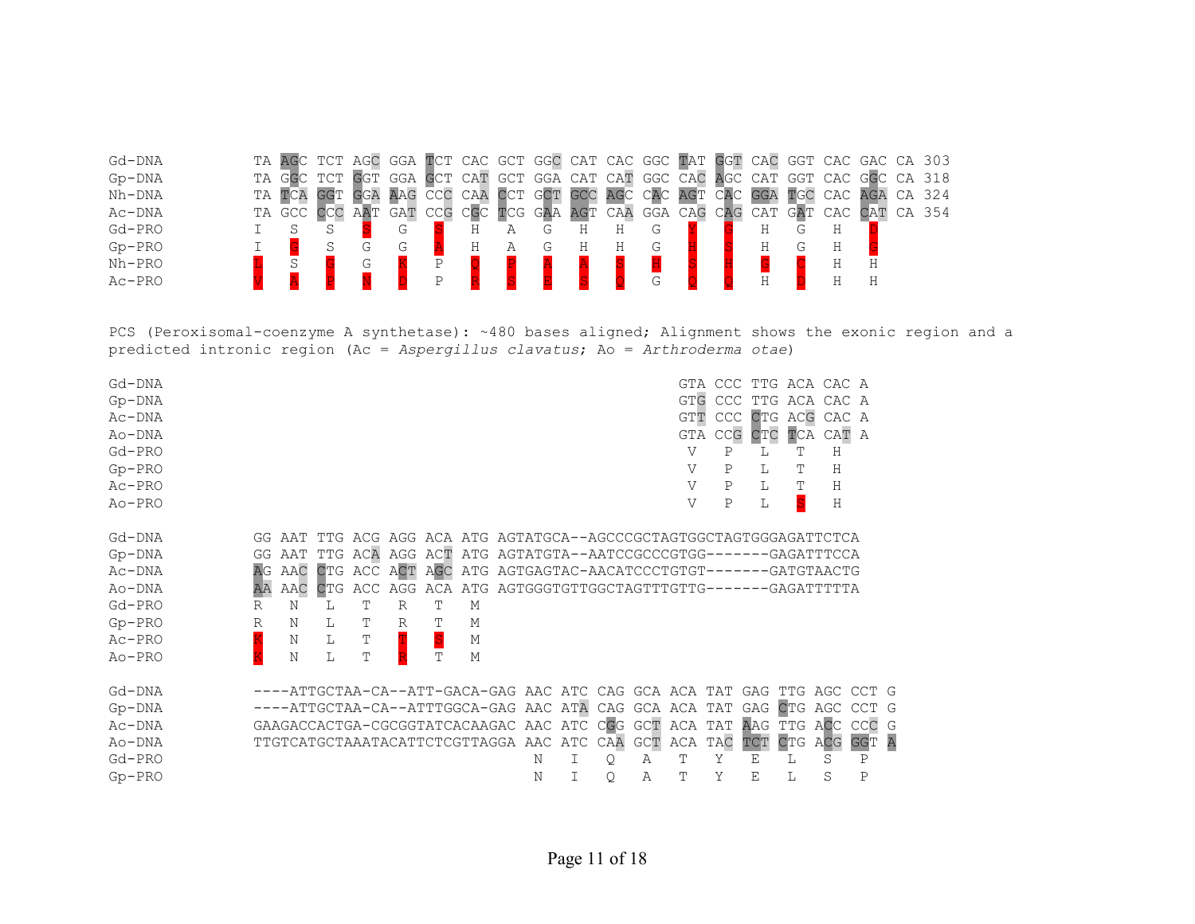```
Gd-DNA     TA AGC TCT AGC GGA TCT CAC GCT GGC CAT CAC GGC TAT GGT CAC GGT CAC GAC CA 303
Gp-DNA     TA GGC TCT GGT GGA GCT CAT GCT GGA CAT CAT GGC CAC AGC CAT GGT CAC GGC CA 318
Nh-DNA     TA TCA GGT GGA AAG CCC CAA CCT GCT GCC AGC CAC AGT CAC GGA TGC CAC AGA CA 324
Ac-DNA     TA GCC CCC AAT GAT CCG CGC TCG GAA AGT CAA GGA CAG CAG CAT GAT CAC CAT CA 354
Gd-PRO     I   S   S   S   G   S   H   A   G   H   H   G   Y   G   H   G   H   D
Gp-PRO     I   G   S   G   G   A   H   A   G   H   H   G   H   S   H   G   H   G
Nh-PRO     L   S   G   G   K   P   Q   P   A   A   S   H   S   H   G   C   H   H
Ac-PRO     V   A   P   N   D   P   R   S   E   S   Q   G   Q   Q   H   D   H   H
```

PCS (Peroxisomal-coenzyme A synthetase): ~480 bases aligned; Alignment shows the exonic region and a predicted intronic region (Ac = *Aspergillus clavatus*; Ao = *Arthroderma otae*)

```
Gd-DNA                                                GTA CCC TTG ACA CAC A
Gp-DNA                                                GTG CCC TTG ACA CAC A
Ac-DNA                                                GTT CCC CTG ACG CAC A
Ao-DNA                                                GTA CCG CTC TCA CAT A
Gd-PRO                                                 V   P   L   T   H
Gp-PRO                                                 V   P   L   T   H
Ac-PRO                                                 V   P   L   T   H
Ao-PRO                                                 V   P   L   S   H

Gd-DNA     GG AAT TTG ACG AGG ACA ATG AGTATGCA--AGCCCGCTAGTGGCTAGTGGGAGATTCTCA
Gp-DNA     GG AAT TTG ACA AGG ACT ATG AGTATGTA--AATCCGCCCGTGG-------GAGATTTCCA
Ac-DNA     AG AAC CTG ACC ACT AGC ATG AGTGAGTAC-AACATCCCTGTGT-------GATGTAACTG
Ao-DNA     AA AAC CTG ACC AGG ACA ATG AGTGGGTGTTGGCTAGTTTGTTG-------GAGATTTTTA
Gd-PRO     R   N   L   T   R   T   M
Gp-PRO     R   N   L   T   R   T   M
Ac-PRO     K   N   L   T   T   S   M
Ao-PRO     K   N   L   T   R   T   M

Gd-DNA     ----ATTGCTAA-CA--ATT-GACA-GAG AAC ATC CAG GCA ACA TAT GAG TTG AGC CCT G
Gp-DNA     ----ATTGCTAA-CA--ATTTGGCA-GAG AAC ATA CAG GCA ACA TAT GAG CTG AGC CCT G
Ac-DNA     GAAGACCACTGA-CGCGGTATCACAAGAC AAC ATC CGG GCT ACA TAT AAG TTG ACC CCC G
Ao-DNA     TTGTCATGCTAAATACATTCTCGTTAGGA AAC ATC CAA GCT ACA TAC TCT CTG ACG GGT A
Gd-PRO                                    N   I   Q   A   T   Y   E   L   S   P
Gp-PRO                                    N   I   Q   A   T   Y   E   L   S   P
```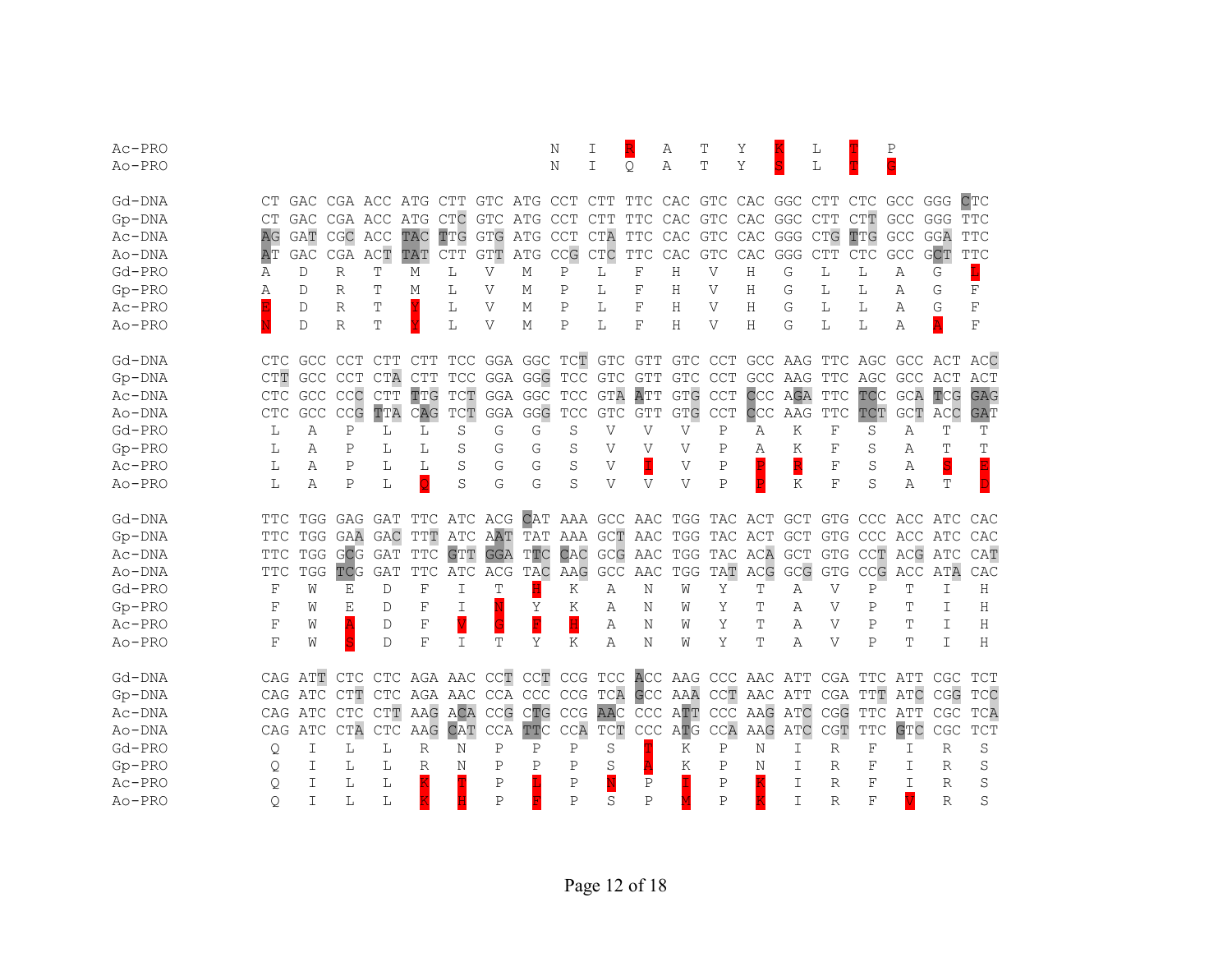```
Ac-PRO                                        N   I   R   A   T   Y   K   L   T   P
Ao-PRO                                        N   I   Q   A   T   Y   S   L   T   G

Gd-DNA    CT GAC CGA ACC ATG CTT GTC ATG CCT CTT TTC CAC GTC CAC GGC CTT CTC GCC GGG CTC
Gp-DNA    CT GAC CGA ACC ATG CTC GTC ATG CCT CTT TTC CAC GTC CAC GGC CTT CTT GCC GGG TTC
Ac-DNA    AG GAT CGC ACC TAC TTG GTG ATG CCT CTA TTC CAC GTC CAC GGG CTG TTG GCC GGA TTC
Ao-DNA    AT GAC CGA ACT TAT CTT GTT ATG CCG CTC TTC CAC GTC CAC GGG CTT CTC GCC GCT TTC
Gd-PRO    A   D   R   T   M   L   V   M   P   L   F   H   V   H   G   L   L   A   G   L
Gp-PRO    A   D   R   T   M   L   V   M   P   L   F   H   V   H   G   L   L   A   G   F
Ac-PRO    E   D   R   T   Y   L   V   M   P   L   F   H   V   H   G   L   L   A   G   F
Ao-PRO    N   D   R   T   Y   L   V   M   P   L   F   H   V   H   G   L   L   A   A   F

Gd-DNA    CTC GCC CCT CTT CTT TCC GGA GGC TCT GTC GTT GTC CCT GCC AAG TTC AGC GCC ACT ACC
Gp-DNA    CTT GCC CCT CTA CTT TCC GGA GGG TCC GTC GTT GTC CCT GCC AAG TTC AGC GCC ACT ACT
Ac-DNA    CTC GCC CCC CTT TTG TCT GGA GGC TCC GTA ATT GTG CCT CCC AGA TTC TCC GCA TCG GAG
Ao-DNA    CTC GCC CCG TTA CAG TCT GGA GGG TCC GTC GTT GTG CCT CCC AAG TTC TCT GCT ACC GAT
Gd-PRO     L   A   P   L   L   S   G   G   S   V   V   V   P   A   K   F   S   A   T   T
Gp-PRO     L   A   P   L   L   S   G   G   S   V   V   V   P   A   K   F   S   A   T   T
Ac-PRO     L   A   P   L   L   S   G   G   S   V   I   V   P   P   R   F   S   A   S   E
Ao-PRO     L   A   P   L   Q   S   G   G   S   V   V   V   P   P   K   F   S   A   T   D

Gd-DNA    TTC TGG GAG GAT TTC ATC ACG CAT AAA GCC AAC TGG TAC ACT GCT GTG CCC ACC ATC CAC
Gp-DNA    TTC TGG GAA GAC TTT ATC AAT TAT AAA GCT AAC TGG TAC ACT GCT GTG CCC ACC ATC CAC
Ac-DNA    TTC TGG GCG GAT TTC GTT GGA TTC CAC GCG AAC TGG TAC ACA GCT GTG CCT ACG ATC CAT
Ao-DNA    TTC TGG TCG GAT TTC ATC ACG TAC AAG GCC AAC TGG TAT ACG GCG GTG CCG ACC ATA CAC
Gd-PRO     F   W   E   D   F   I   T   H   K   A   N   W   Y   T   A   V   P   T   I   H
Gp-PRO     F   W   E   D   F   I   N   Y   K   A   N   W   Y   T   A   V   P   T   I   H
Ac-PRO     F   W   A   D   F   V   G   F   H   A   N   W   Y   T   A   V   P   T   I   H
Ao-PRO     F   W   S   D   F   I   T   Y   K   A   N   W   Y   T   A   V   P   T   I   H

Gd-DNA    CAG ATT CTC CTC AGA AAC CCT CCT CCG TCC ACC AAG CCC AAC ATT CGA TTC ATT CGC TCT
Gp-DNA    CAG ATC CTT CTC AGA AAC CCA CCC CCG TCA GCC AAA CCT AAC ATT CGA TTT ATC CGG TCC
Ac-DNA    CAG ATC CTC CTT AAG ACA CCG CTG CCG AAC CCC ATT CCC AAG ATC CGG TTC ATT CGC TCA
Ao-DNA    CAG ATC CTA CTC AAG CAT CCA TTC CCA TCT CCC ATG CCA AAG ATC CGT TTC GTC CGC TCT
Gd-PRO     Q   I   L   L   R   N   P   P   P   S   T   K   P   N   I   R   F   I   R   S
Gp-PRO     Q   I   L   L   R   N   P   P   P   S   A   K   P   N   I   R   F   I   R   S
Ac-PRO     Q   I   L   L   K   T   P   L   P   N   P   I   P   K   I   R   F   I   R   S
Ao-PRO     Q   I   L   L   K   H   P   F   P   S   P   M   P   K   I   R   F   V   R   S
```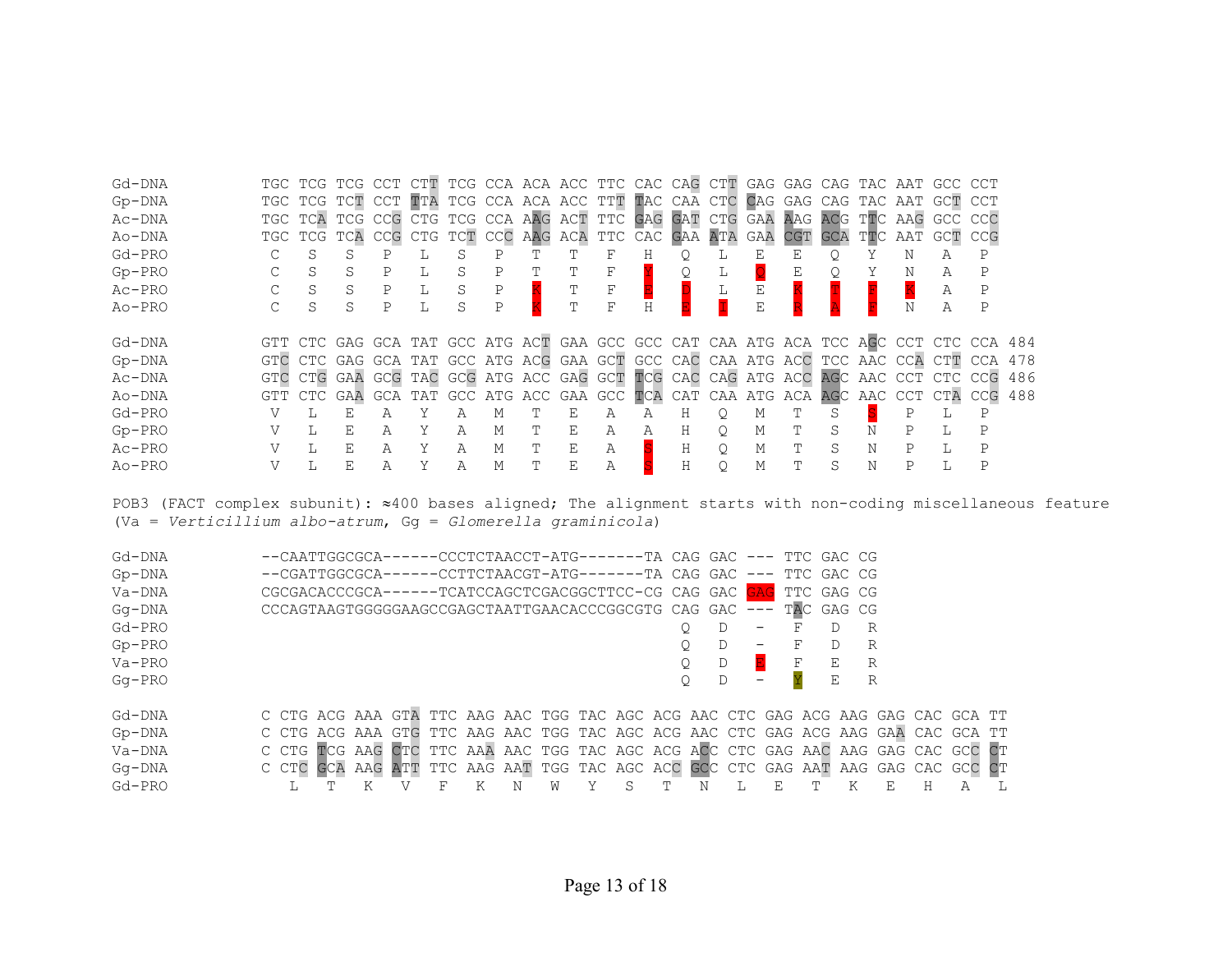```
Gd-DNA           TGC TCG TCG CCT CTT TCG CCA ACA ACC TTC CAC CAG CTT GAG GAG CAG TAC AAT GCC CCT
Gp-DNA           TGC TCG TCT CCT TTA TCG CCA ACA ACC TTT TAC CAA CTC CAG GAG CAG TAC AAT GCT CCT
Ac-DNA           TGC TCA TCG CCG CTG TCG CCA AAG ACT TTC GAG GAT CTG GAA AAG ACG TTC AAG GCC CCC
Ao-DNA           TGC TCG TCA CCG CTG TCT CCC AAG ACA TTC CAC GAA ATA GAA CGT GCA TTC AAT GCT CCG
Gd-PRO            C   S   S   P   L   S   P   T   T   F   H   Q   L   E   E   Q   Y   N   A   P
Gp-PRO            C   S   S   P   L   S   P   T   T   F   Y   Q   L   Q   E   Q   Y   N   A   P
Ac-PRO            C   S   S   P   L   S   P   K   T   F   E   D   L   E   K   T   F   K   A   P
Ao-PRO            C   S   S   P   L   S   P   K   T   F   H   E   I   E   R   A   F   N   A   P

Gd-DNA           GTT CTC GAG GCA TAT GCC ATG ACT GAA GCC GCC CAT CAA ATG ACA TCC AGC CCT CTC CCA 484
Gp-DNA           GTC CTC GAG GCA TAT GCC ATG ACG GAA GCT GCC CAC CAA ATG ACC TCC AAC CCA CTT CCA 478
Ac-DNA           GTC CTG GAA GCG TAC GCG ATG ACC GAG GCT TCG CAC CAG ATG ACC AGC AAC CCT CTC CCG 486
Ao-DNA           GTT CTC GAA GCA TAT GCC ATG ACC GAA GCC TCA CAT CAA ATG ACA AGC AAC CCT CTA CCG 488
Gd-PRO            V   L   E   A   Y   A   M   T   E   A   A   H   Q   M   T   S   S   P   L   P
Gp-PRO            V   L   E   A   Y   A   M   T   E   A   A   H   Q   M   T   S   N   P   L   P
Ac-PRO            V   L   E   A   Y   A   M   T   E   A   S   H   Q   M   T   S   N   P   L   P
Ao-PRO            V   L   E   A   Y   A   M   T   E   A   S   H   Q   M   T   S   N   P   L   P
```

POB3 (FACT complex subunit): ≈400 bases aligned; The alignment starts with non-coding miscellaneous feature (Va = *Verticillium albo-atrum*, Gg = *Glomerella graminicola*)

```
Gd-DNA           --CAATTGGCGCA------CCCTCTAACCT-ATG-------TA CAG GAC --- TTC GAC CG
Gp-DNA           --CGATTGGCGCA------CCTTCTAACGT-ATG-------TA CAG GAC --- TTC GAC CG
Va-DNA           CGCGACACCCGCA------TCATCCAGCTCGACGGCTTCC-CG CAG GAC GAG TTC GAG CG
Gg-DNA           CCCAGTAAGTGGGGGAAGCCGAGCTAATTGAACACCCGGCGTG CAG GAC --- TAC GAG CG
Gd-PRO                                                        Q   D   -   F   D   R
Gp-PRO                                                        Q   D   -   F   D   R
Va-PRO                                                        Q   D   E   F   E   R
Gg-PRO                                                        Q   D   -   Y   E   R

Gd-DNA           C CTG ACG AAA GTA TTC AAG AAC TGG TAC AGC ACG AAC CTC GAG ACG AAG GAG CAC GCA TT
Gp-DNA           C CTG ACG AAA GTG TTC AAG AAC TGG TAC AGC ACG AAC CTC GAG ACG AAG GAA CAC GCA TT
Va-DNA           C CTG TCG AAG CTC TTC AAA AAC TGG TAC AGC ACG ACC CTC GAG AAC AAG GAG CAC GCC CT
Gg-DNA           C CTC GCA AAG ATT TTC AAG AAT TGG TAC AGC ACC GCC CTC GAG AAT AAG GAG CAC GCC CT
Gd-PRO              L   T   K   V   F   K   N   W   Y   S   T   N   L   E   T   K   E   H   A   L
```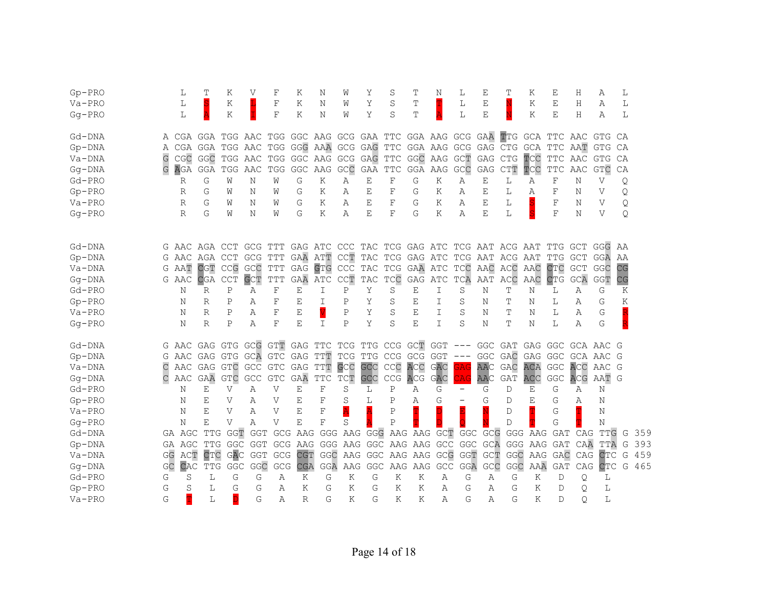```
Gp-PRO      L   T   K   V   F   K   N   W   Y   S   T   N   L   E   T   K   E   H   A   L
Va-PRO      L   S   K   L   F   K   N   W   Y   S   T   T   L   E   N   K   E   H   A   L
Gg-PRO      L   A   K   I   F   K   N   W   Y   S   T   A   L   E   N   K   E   H   A   L

Gd-DNA    A CGA GGA TGG AAC TGG GGC AAG GCG GAA TTC GGA AAG GCG GAA TTG GCA TTC AAC GTG CA
Gp-DNA    A CGA GGA TGG AAC TGG GGG AAA GCG GAG TTC GGA AAG GCG GAG CTG GCA TTC AAT GTG CA
Va-DNA    G CGC GGC TGG AAC TGG GGC AAG GCG GAG TTC GGC AAG GCT GAG CTG TCC TTC AAC GTG CA
Gg-DNA    G AGA GGA TGG AAC TGG GGC AAG GCC GAA TTC GGA AAG GCC GAG CTT TCC TTC AAC GTC CA
Gd-PRO      R   G   W   N   W   G   K   A   E   F   G   K   A   E   L   A   F   N   V   Q
Gp-PRO      R   G   W   N   W   G   K   A   E   F   G   K   A   E   L   A   F   N   V   Q
Va-PRO      R   G   W   N   W   G   K   A   E   F   G   K   A   E   L   S   F   N   V   Q
Gg-PRO      R   G   W   N   W   G   K   A   E   F   G   K   A   E   L   S   F   N   V   Q

Gd-DNA    G AAC AGA CCT GCG TTT GAG ATC CCC TAC TCG GAG ATC TCG AAT ACG AAT TTG GCT GGG AA
Gp-DNA    G AAC AGA CCT GCG TTT GAA ATT CCT TAC TCG GAG ATC TCG AAT ACG AAT TTG GCT GGA AA
Va-DNA    G AAT CGT CCG GCC TTT GAG GTG CCC TAC TCG GAA ATC TCC AAC ACC AAC CTC GCT GGC CG
Gg-DNA    G AAC CGA CCT GCT TTT GAA ATC CCT TAC TCC GAG ATC TCA AAT ACC AAC CTG GCA GGT CG
Gd-PRO      N   R   P   A   F   E   I   P   Y   S   E   I   S   N   T   N   L   A   G   K
Gp-PRO      N   R   P   A   F   E   I   P   Y   S   E   I   S   N   T   N   L   A   G   K
Va-PRO      N   R   P   A   F   E   V   P   Y   S   E   I   S   N   T   N   L   A   G   R
Gg-PRO      N   R   P   A   F   E   I   P   Y   S   E   I   S   N   T   N   L   A   G   R

Gd-DNA    G AAC GAG GTG GCG GTT GAG TTC TCG TTG CCG GCT GGT --- GGC GAT GAG GGC GCA AAC G
Gp-DNA    G AAC GAG GTG GCA GTC GAG TTT TCG TTG CCG GCG GGT --- GGC GAC GAG GGC GCA AAC G
Va-DNA    C AAC GAG GTC GCC GTC GAG TTT GCC GCC CCC ACC GAC GAG AAC GAC ACA GGC ACC AAC G
Gg-DNA    C AAC GAA GTC GCC GTC GAA TTC TCT GCC CCG ACG GAC CAG AAC GAT ACC GGC ACG AAT G
Gd-PRO      N   E   V   A   V   E   F   S   L   P   A   G   -   G   D   E   G   A   N
Gp-PRO      N   E   V   A   V   E   F   S   L   P   A   G   -   G   D   E   G   A   N
Va-PRO      N   E   V   A   V   E   F   A   A   P   T   D   E   N   D   T   G   T   N
Gg-PRO      N   E   V   A   V   E   F   S   A   P   T   D   Q   N   D   T   G   T   N
Gd-DNA    GA AGC TTG GGT GGT GCG AAG GGG AAG GGG AAG AAG GCT GGC GCG GGG AAG GAT CAG TTG G 359
Gp-DNA    GA AGC TTG GGC GGT GCG AAG GGG AAG GGC AAG AAG GCC GGC GCA GGG AAG GAT CAA TTA G 393
Va-DNA    GG ACT CTC GAC GGT GCG CGT GGC AAG GGC AAG AAG GCG GGT GCT GGC AAG GAC CAG CTC G 459
Gg-DNA    GC CAC TTG GGC GGC GCG CGA GGA AAG GGC AAG AAG GCC GGA GCC GGC AAA GAT CAG CTC G 465
Gd-PRO    G   S   L   G   G   A   K   G   K   G   K   K   A   G   A   G   K   D   Q   L
Gp-PRO    G   S   L   G   G   A   K   G   K   G   K   K   A   G   A   G   K   D   Q   L
Va-PRO    G   T   L   D   G   A   R   G   K   G   K   K   A   G   A   G   K   D   Q   L
```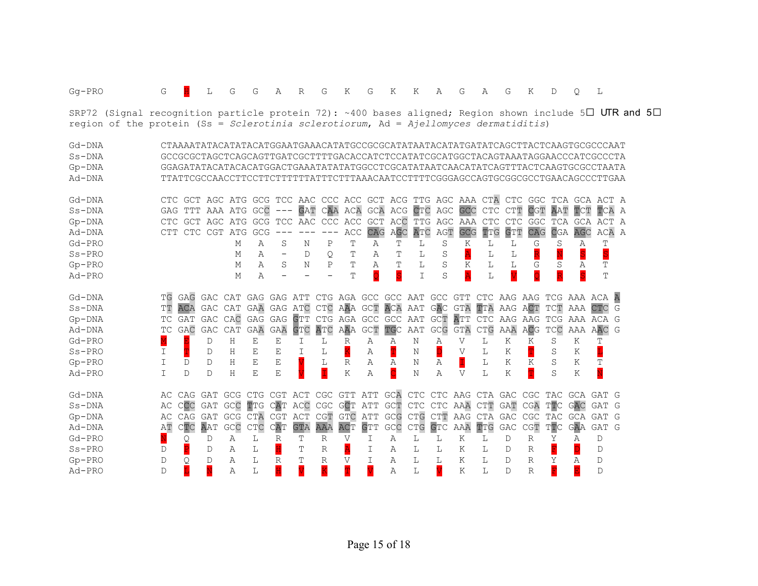```
Gg-PRO          G  H  L  G  G  A  R  G  K  G  K  K  A  G  A  G  K  D  Q  L
```

SRP72 (Signal recognition particle protein 72): ~400 bases aligned; Region shown include 5' UTR and 5' region of the protein (Ss = *Sclerotinia sclerotiorum*, Ad = *Ajellomyces dermatiditis*)

```
Gd-DNA          CTAAAATATACATATACATGGAATGAAACATATGCCGCGCATATAATACATATGATATCAGCTTACTCAAGTGCGCCCAAT
Ss-DNA          GCCGCGCTAGCTCAGCAGTTGATCGCTTTTGACACCATCTCCATATCGCATGGCTACAGTAAATAGGAACCCATCGCCCTA
Gp-DNA          GGAGATATACATACACATGGACTGAAATATATATGGCCTCGCATATAATCAACATATCAGTTTACTCAAGTGCGCCTAATA
Ad-DNA          TTATTCGCCAACCTTCCTTCTTTTTTATTTCTTTAAACAATCCTTTTCGGGAGCCAGTGCGGCGCCTGAACAGCCCTTGAA

Gd-DNA          CTC GCT AGC ATG GCG TCC AAC CCC ACC GCT ACG TTG AGC AAA CTA CTC GGC TCA GCA ACT A
Ss-DNA          GAG TTT AAA ATG GCC --- GAT CAA ACA GCA ACG CTC AGC GCC CTC CTT CGT AAT TCT TCA A
Gp-DNA          CTC GCT AGC ATG GCG TCC AAC CCC ACC GCT ACC TTG AGC AAA CTC CTC GGC TCA GCA ACT A
Ad-DNA          CTT CTC CGT ATG GCG --- --- --- ACC CAG AGC ATC AGT GCG TTG GTT CAG CGA AGC ACA A
Gd-PRO                      M   A   S   N   P   T   A   T   L   S   K   L   L   G   S   A   T
Ss-PRO                      M   A   -   D   Q   T   A   T   L   S   A   L   L   R   N   S   S
Gp-PRO                      M   A   S   N   P   T   A   T   L   S   K   L   L   G   S   A   T
Ad-PRO                      M   A   -   -   -   T   Q   S   I   S   A   L   V   Q   R   S   T

Gd-DNA          TG GAG GAC CAT GAG GAG ATT CTG AGA GCC GCC AAT GCC GTT CTC AAG AAG TCG AAA ACA A
Ss-DNA          TT ACA GAC CAT GAA GAG ATC CTC AAA GCT ACA AAT GAC GTA TTA AAG ACT TCT AAA CTC G
Gp-DNA          TC GAT GAC CAC GAG GAG GTT CTG AGA GCC GCC AAT GCT ATT CTC AAG AAG TCG AAA ACA G
Ad-DNA          TC GAC GAC CAT GAA GAA GTC ATC AAA GCT TGC AAT GCG GTA CTG AAA ACG TCC AAA AAC G
Gd-PRO          M  E   D   H   E   E   I   L   R   A   A   N   A   V   L   K   K   S   K   T
Ss-PRO          I  T   D   H   E   E   I   L   K   A   T   N   D   V   L   K   T   S   K   L
Gp-PRO          I  D   D   H   E   E   V   L   R   A   A   N   A   I   L   K   K   S   K   T
Ad-PRO          I  D   D   H   E   E   V   I   K   A   C   N   A   V   L   K   T   S   K   N

Gd-DNA          AC CAG GAT GCG CTG CGT ACT CGC GTT ATT GCA CTC CTC AAG CTA GAC CGC TAC GCA GAT G
Ss-DNA          AC CCC GAT GCC TTG CAT ACC CGC GCT ATT GCT CTC CTC AAA CTT GAT CGA TTC GAC GAT G
Gp-DNA          AC CAG GAT GCG CTA CGT ACT CGT GTC ATT GCG CTG CTT AAG CTA GAC CGC TAC GCA GAT G
Ad-DNA          AT CTC AAT GCC CTC CAT GTA AAA ACT GTT GCC CTG GTC AAA TTG GAC CGT TTC GAA GAT G
Gd-PRO          N  Q   D   A   L   R   T   R   V   I   A   L   L   K   L   D   R   Y   A   D
Ss-PRO          D  P   D   A   L   H   T   R   A   I   A   L   L   K   L   D   R   F   D   D
Gp-PRO          D  Q   D   A   L   R   T   R   V   I   A   L   L   K   L   D   R   Y   A   D
Ad-PRO          D  L   N   A   L   H   V   K   T   V   A   L   V   K   L   D   R   F   E   D
```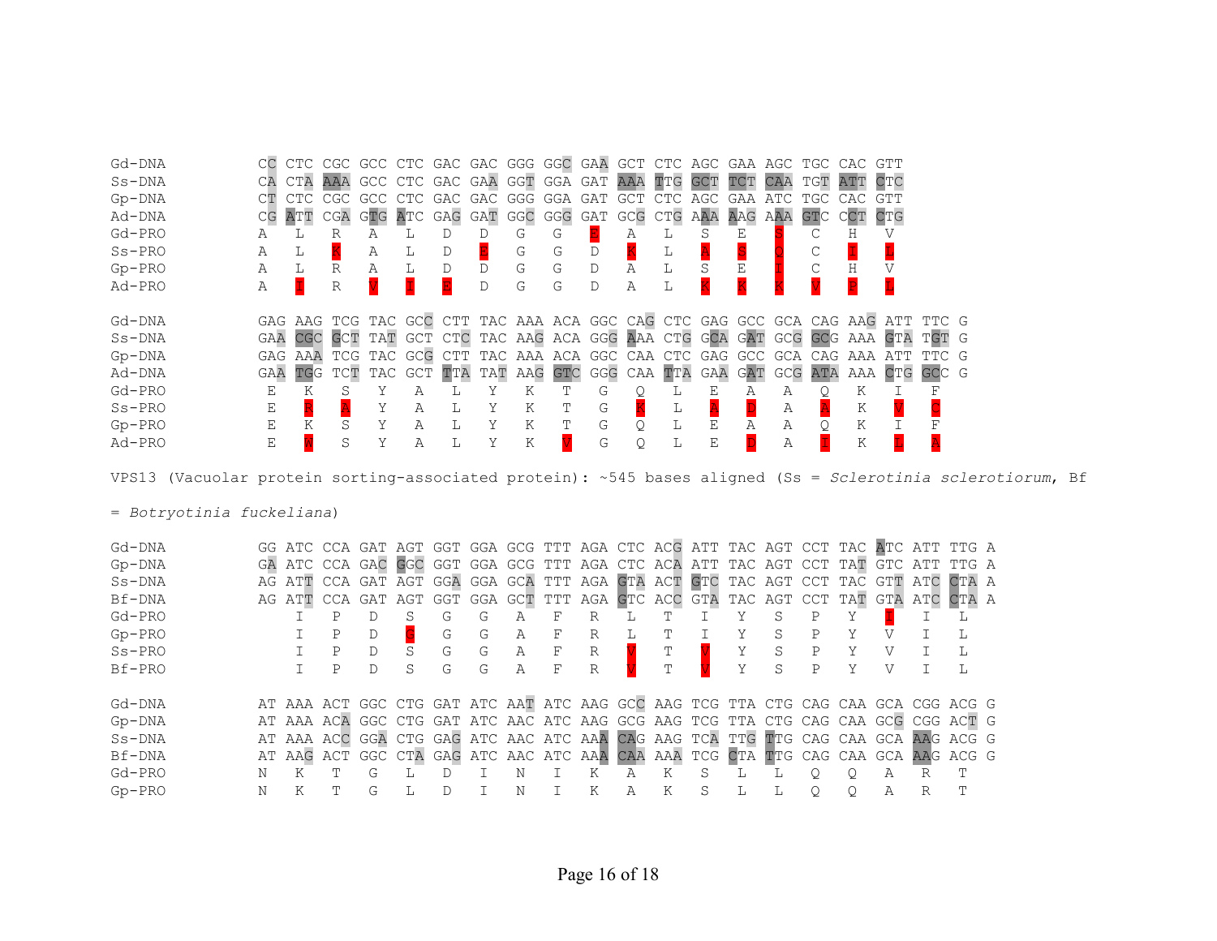```
Gd-DNA      CC CTC CGC GCC CTC GAC GAC GGG GGC GAA GCT CTC AGC GAA AGC TGC CAC GTT
Ss-DNA      CA CTA AAA GCC CTC GAC GAA GGT GGA GAT AAA TTG GCT TCT CAA TGT ATT CTC
Gp-DNA      CT CTC CGC GCC CTC GAC GAC GGG GGA GAT GCT CTC AGC GAA ATC TGC CAC GTT
Ad-DNA      CG ATT CGA GTG ATC GAG GAT GGC GGG GAT GCG CTG AAA AAG AAA GTC CCT CTG
Gd-PRO      A  L   R   A   L   D   D   G   G   E   A   L   S   E   S   C   H   V
Ss-PRO      A  L   K   A   L   D   E   G   G   D   K   L   A   S   Q   C   I   L
Gp-PRO      A  L   R   A   L   D   D   G   G   D   A   L   S   E   I   C   H   V
Ad-PRO      A  I   R   V   I   E   D   G   G   D   A   L   K   K   K   V   P   L

Gd-DNA      GAG AAG TCG TAC GCC CTT TAC AAA ACA GGC CAG CTC GAG GCC GCA CAG AAG ATT TTC G
Ss-DNA      GAA CGC GCT TAT GCT CTC TAC AAG ACA GGG AAA CTG GCA GAT GCG GCG AAA GTA TGT G
Gp-DNA      GAG AAA TCG TAC GCG CTT TAC AAA ACA GGC CAA CTC GAG GCC GCA CAG AAA ATT TTC G
Ad-DNA      GAA TGG TCT TAC GCT TTA TAT AAG GTC GGG CAA TTA GAA GAT GCG ATA AAA CTG GCC G
Gd-PRO       E   K   S   Y   A   L   Y   K   T   G   Q   L   E   A   A   Q   K   I   F
Ss-PRO       E   R   A   Y   A   L   Y   K   T   G   K   L   A   D   A   A   K   V   C
Gp-PRO       E   K   S   Y   A   L   Y   K   T   G   Q   L   E   A   A   Q   K   I   F
Ad-PRO       E   W   S   Y   A   L   Y   K   V   G   Q   L   E   D   A   I   K   L   A
```

VPS13 (Vacuolar protein sorting-associated protein): ~545 bases aligned (Ss = *Sclerotinia sclerotiorum*, Bf = *Botryotinia fuckeliana*)

```
Gd-DNA      GG ATC CCA GAT AGT GGT GGA GCG TTT AGA CTC ACG ATT TAC AGT CCT TAC ATC ATT TTG A
Gp-DNA      GA ATC CCA GAC GGC GGT GGA GCG TTT AGA CTC ACA ATT TAC AGT CCT TAT GTC ATT TTG A
Ss-DNA      AG ATT CCA GAT AGT GGA GGA GCA TTT AGA GTA ACT GTC TAC AGT CCT TAC GTT ATC CTA A
Bf-DNA      AG ATT CCA GAT AGT GGT GGA GCT TTT AGA GTC ACC GTA TAC AGT CCT TAT GTA ATC CTA A
Gd-PRO          I   P   D   S   G   G   A   F   R   L   T   I   Y   S   P   Y   I   I   L
Gp-PRO          I   P   D   G   G   G   A   F   R   L   T   I   Y   S   P   Y   V   I   L
Ss-PRO          I   P   D   S   G   G   A   F   R   V   T   V   Y   S   P   Y   V   I   L
Bf-PRO          I   P   D   S   G   G   A   F   R   V   T   V   Y   S   P   Y   V   I   L

Gd-DNA      AT AAA ACT GGC CTG GAT ATC AAT ATC AAG GCC AAG TCG TTA CTG CAG CAA GCA CGG ACG G
Gp-DNA      AT AAA ACA GGC CTG GAT ATC AAC ATC AAG GCG AAG TCG TTA CTG CAG CAA GCG CGG ACT G
Ss-DNA      AT AAA ACC GGA CTG GAG ATC AAC ATC AAA CAG AAG TCA TTG TTG CAG CAA GCA AAG ACG G
Bf-DNA      AT AAG ACT GGC CTA GAG ATC AAC ATC AAA CAA AAA TCG CTA TTG CAG CAA GCA AAG ACG G
Gd-PRO      N   K   T   G   L   D   I   N   I   K   A   K   S   L   L   Q   Q   A   R   T
Gp-PRO      N   K   T   G   L   D   I   N   I   K   A   K   S   L   L   Q   Q   A   R   T
```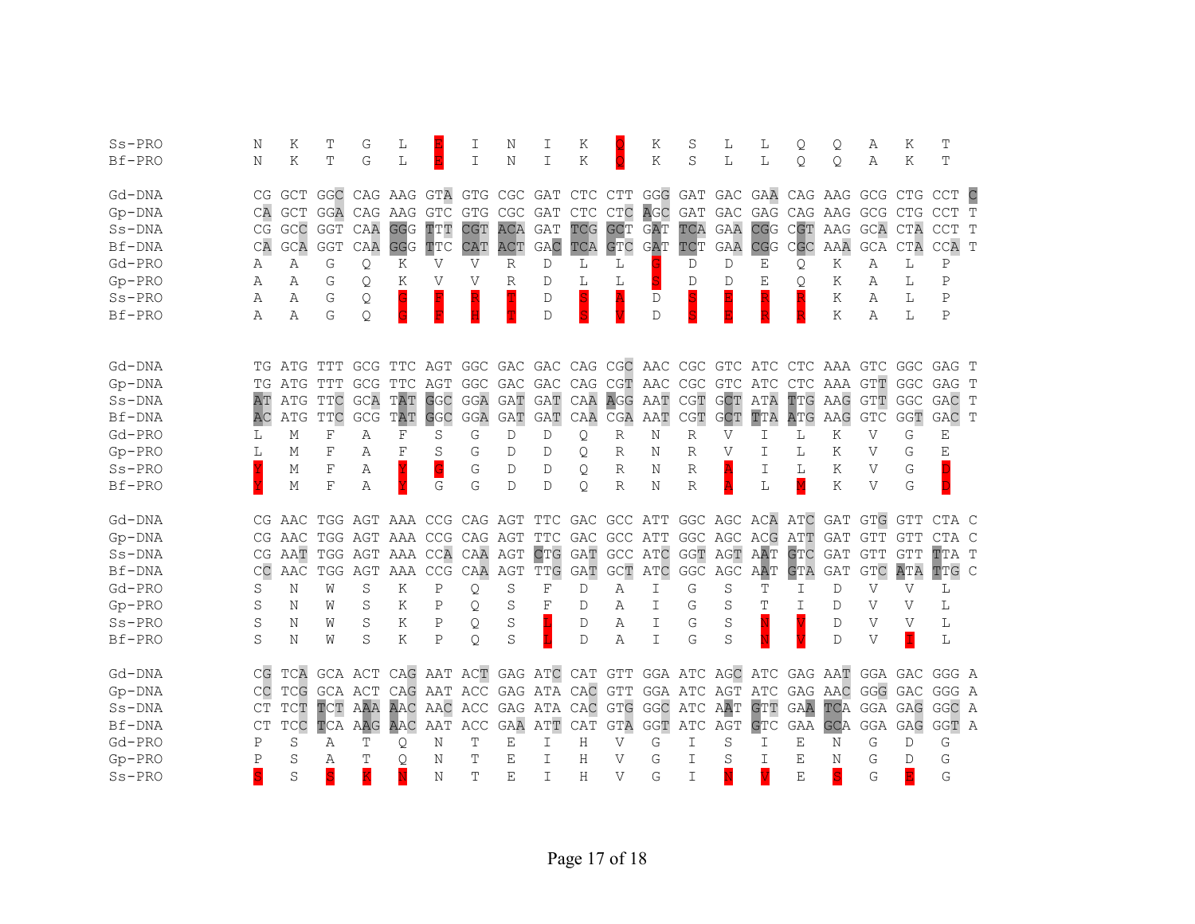```
Ss-PRO        N   K   T   G   L   E   I   N   I   K   Q   K   S   L   L   Q   Q   A   K   T
Bf-PRO        N   K   T   G   L   E   I   N   I   K   Q   K   S   L   L   Q   Q   A   K   T

Gd-DNA        CG GCT GGC CAG AAG GTA GTG CGC GAT CTC CTT GGG GAT GAC GAA CAG AAG GCG CTG CCT C
Gp-DNA        CA GCT GGA CAG AAG GTC GTG CGC GAT CTC CTC AGC GAT GAC GAG CAG AAG GCG CTG CCT T
Ss-DNA        CG GCC GGT CAA GGG TTT CGT ACA GAT TCG GCT GAT TCA GAA CGG CGT AAG GCA CTA CCT T
Bf-DNA        CA GCA GGT CAA GGG TTC CAT ACT GAC TCA GTC GAT TCT GAA CGG CGC AAA GCA CTA CCA T
Gd-PRO        A   A   G   Q   K   V   V   R   D   L   L   G   D   D   E   Q   K   A   L   P
Gp-PRO        A   A   G   Q   K   V   V   R   D   L   L   S   D   D   E   Q   K   A   L   P
Ss-PRO        A   A   G   Q   G   F   R   T   D   S   A   D   S   D   R   R   K   A   L   P
Bf-PRO        A   A   G   Q   G   F   H   T   D   S   V   D   S   E   R   R   K   A   L   P

Gd-DNA        TG ATG TTT GCG TTC AGT GGC GAC GAC CAG CGC AAC CGC GTC ATC CTC AAA GTC GGC GAG T
Gp-DNA        TG ATG TTT GCG TTC AGT GGC GAC GAC CAG CGT AAC CGC GTC ATC CTC AAA GTT GGC GAG T
Ss-DNA        AT ATG TTC GCA TAT GGC GGA GAT GAT CAA AGG AAT CGT GCT ATA TTG AAG GTT GGC GAC T
Bf-DNA        AC ATG TTC GCG TAT GGC GGA GAT GAT CAA CGA AAT CGT GCT TTA ATG AAG GTC GGT GAC T
Gd-PRO        L   M   F   A   F   S   G   D   D   Q   R   N   R   V   I   L   K   V   G   E
Gp-PRO        L   M   F   A   F   S   G   D   D   Q   R   N   R   V   I   L   K   V   G   E
Ss-PRO        Y   M   F   A   Y   G   G   D   D   Q   R   N   R   A   I   L   K   V   G   D
Bf-PRO        Y   M   F   A   Y   G   G   D   D   Q   R   N   R   A   L   M   K   V   G   D

Gd-DNA        CG AAC TGG AGT AAA CCG CAG AGT TTC GAC GCC ATT GGC AGC ACA ATC GAT GTG GTT CTA C
Gp-DNA        CG AAC TGG AGT AAA CCG CAG AGT TTC GAC GCC ATT GGC AGC ACG ATT GAT GTT GTT CTA C
Ss-DNA        CG AAT TGG AGT AAA CCA CAA AGT CTG GAT GCC ATC GGT AGT AAT GTC GAT GTT GTT TTA T
Bf-DNA        CC AAC TGG AGT AAA CCG CAA AGT TTG GAT GCT ATC GGC AGC AAT GTA GAT GTC ATA TTG C
Gd-PRO        S   N   W   S   K   P   Q   S   F   D   A   I   G   S   T   I   D   V   V   L
Gp-PRO        S   N   W   S   K   P   Q   S   F   D   A   I   G   S   T   I   D   V   V   L
Ss-PRO        S   N   W   S   K   P   Q   S   L   D   A   I   G   S   N   V   D   V   V   L
Bf-PRO        S   N   W   S   K   P   Q   S   L   D   A   I   G   S   N   V   D   V   I   L

Gd-DNA        CG TCA GCA ACT CAG AAT ACT GAG ATC CAT GTT GGA ATC AGC ATC GAG AAT GGA GAC GGG A
Gp-DNA        CC TCG GCA ACT CAG AAT ACC GAG ATA CAC GTT GGA ATC AGT ATC GAG AAC GGG GAC GGG A
Ss-DNA        CT TCT TCT AAA AAC AAC ACC GAG ATA CAC GTG GGC ATC AAT GTT GAA TCA GGA GAG GGC A
Bf-DNA        CT TCC TCA AAG AAC AAT ACC GAA ATT CAT GTA GGT ATC AGT GTC GAA GCA GGA GAG GGT A
Gd-PRO        P   S   A   T   Q   N   T   E   I   H   V   G   I   S   I   E   N   G   D   G
Gp-PRO        P   S   A   T   Q   N   T   E   I   H   V   G   I   S   I   E   N   G   D   G
Ss-PRO        S   S   S   K   N   N   T   E   I   H   V   G   I   N   V   E   S   G   E   G
```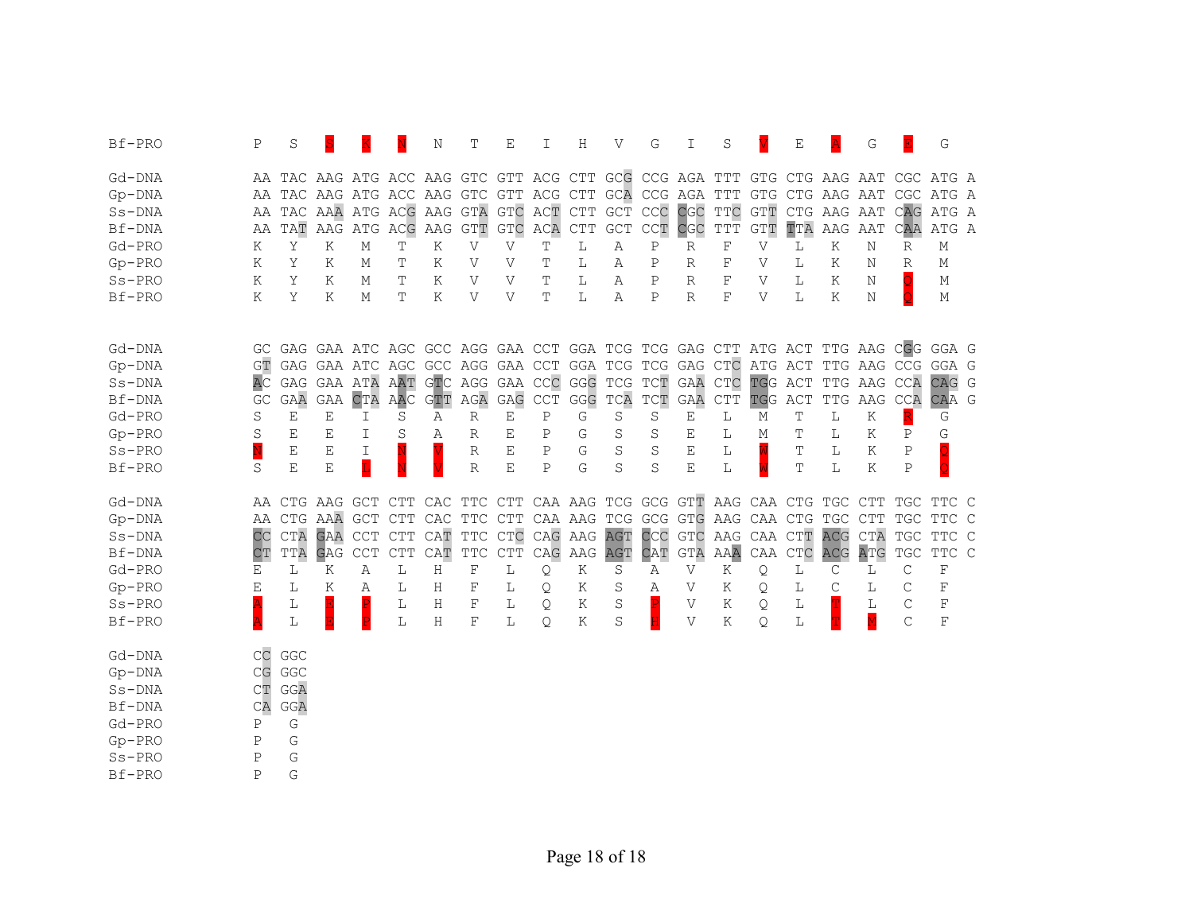```
Bf-PRO          P   S   S   K   N   N   T   E   I   H   V   G   I   S   V   E   A   G   E   G

Gd-DNA          AA TAC AAG ATG ACC AAG GTC GTT ACG CTT GCG CCG AGA TTT GTG CTG AAG AAT CGC ATG A
Gp-DNA          AA TAC AAG ATG ACC AAG GTC GTT ACG CTT GCA CCG AGA TTT GTG CTG AAG AAT CGC ATG A
Ss-DNA          AA TAC AAA ATG ACG AAG GTA GTC ACT CTT GCT CCC CGC TTC GTT CTG AAG AAT CAG ATG A
Bf-DNA          AA TAT AAG ATG ACG AAG GTT GTC ACA CTT GCT CCT CGC TTT GTT TTA AAG AAT CAA ATG A
Gd-PRO          K   Y   K   M   T   K   V   V   T   L   A   P   R   F   V   L   K   N   R   M
Gp-PRO          K   Y   K   M   T   K   V   V   T   L   A   P   R   F   V   L   K   N   R   M
Ss-PRO          K   Y   K   M   T   K   V   V   T   L   A   P   R   F   V   L   K   N   Q   M
Bf-PRO          K   Y   K   M   T   K   V   V   T   L   A   P   R   F   V   L   K   N   Q   M


Gd-DNA          GC GAG GAA ATC AGC GCC AGG GAA CCT GGA TCG TCG GAG CTT ATG ACT TTG AAG CGG GGA G
Gp-DNA          GT GAG GAA ATC AGC GCC AGG GAA CCT GGA TCG TCG GAG CTC ATG ACT TTG AAG CCG GGA G
Ss-DNA          AC GAG GAA ATA AAT GTC AGG GAA CCC GGG TCG TCT GAA CTC TGG ACT TTG AAG CCA CAG G
Bf-DNA          GC GAA GAA CTA AAC GTT AGA GAG CCT GGG TCA TCT GAA CTT TGG ACT TTG AAG CCA CAA G
Gd-PRO          S   E   E   I   S   A   R   E   P   G   S   S   E   L   M   T   L   K   R   G
Gp-PRO          S   E   E   I   S   A   R   E   P   G   S   S   E   L   M   T   L   K   P   G
Ss-PRO          N   E   E   I   N   V   R   E   P   G   S   S   E   L   W   T   L   K   P   Q
Bf-PRO          S   E   E   L   N   V   R   E   P   G   S   S   E   L   W   T   L   K   P   Q

Gd-DNA          AA CTG AAG GCT CTT CAC TTC CTT CAA AAG TCG GCG GTT AAG CAA CTG TGC CTT TGC TTC C
Gp-DNA          AA CTG AAA GCT CTT CAC TTC CTT CAA AAG TCG GCG GTG AAG CAA CTG TGC CTT TGC TTC C
Ss-DNA          CC CTA GAA CCT CTT CAT TTC CTC CAG AAG AGT CCC GTC AAG CAA CTT ACG CTA TGC TTC C
Bf-DNA          CT TTA GAG CCT CTT CAT TTC CTT CAG AAG AGT CAT GTA AAA CAA CTC ACG ATG TGC TTC C
Gd-PRO          E   L   K   A   L   H   F   L   Q   K   S   A   V   K   Q   L   C   L   C   F
Gp-PRO          E   L   K   A   L   H   F   L   Q   K   S   A   V   K   Q   L   C   L   C   F
Ss-PRO          A   L   E   P   L   H   F   L   Q   K   S   P   V   K   Q   L   T   L   C   F
Bf-PRO          A   L   E   P   L   H   F   L   Q   K   S   H   V   K   Q   L   T   M   C   F

Gd-DNA          CC GGC
Gp-DNA          CG GGC
Ss-DNA          CT GGA
Bf-DNA          CA GGA
Gd-PRO          P   G
Gp-PRO          P   G
Ss-PRO          P   G
Bf-PRO          P   G
```